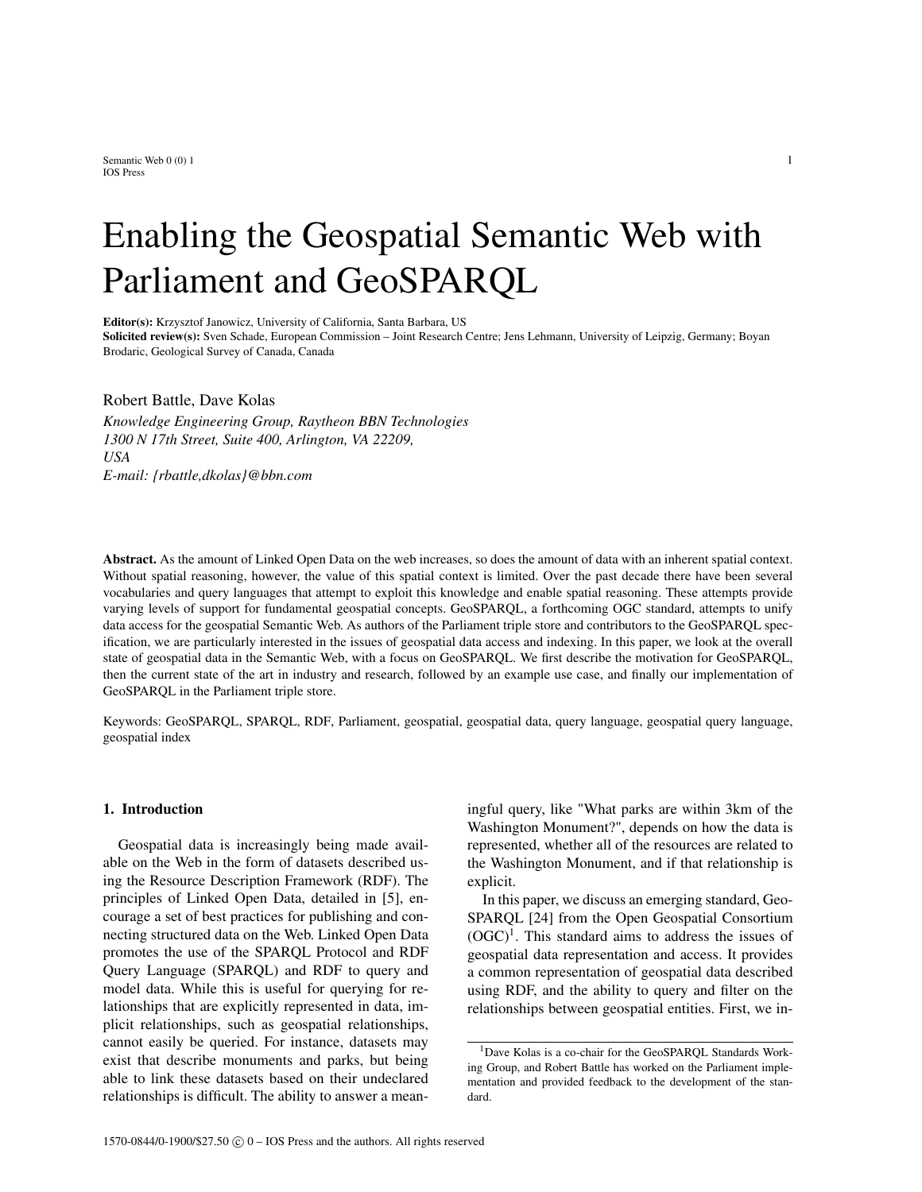# Enabling the Geospatial Semantic Web with Parliament and GeoSPARQL

**Editor(s):** Krzysztof Janowicz, University of California, Santa Barbara, US
**Solicited review(s):** Sven Schade, European Commission – Joint Research Centre; Jens Lehmann, University of Leipzig, Germany; Boyan Brodaric, Geological Survey of Canada, Canada

Robert Battle, Dave Kolas

*Knowledge Engineering Group, Raytheon BBN Technologies*
*1300 N 17th Street, Suite 400, Arlington, VA 22209, USA*
*E-mail: {rbattle,dkolas}@bbn.com*

**Abstract.** As the amount of Linked Open Data on the web increases, so does the amount of data with an inherent spatial context. Without spatial reasoning, however, the value of this spatial context is limited. Over the past decade there have been several vocabularies and query languages that attempt to exploit this knowledge and enable spatial reasoning. These attempts provide varying levels of support for fundamental geospatial concepts. GeoSPARQL, a forthcoming OGC standard, attempts to unify data access for the geospatial Semantic Web. As authors of the Parliament triple store and contributors to the GeoSPARQL specification, we are particularly interested in the issues of geospatial data access and indexing. In this paper, we look at the overall state of geospatial data in the Semantic Web, with a focus on GeoSPARQL. We first describe the motivation for GeoSPARQL, then the current state of the art in industry and research, followed by an example use case, and finally our implementation of GeoSPARQL in the Parliament triple store.

Keywords: GeoSPARQL, SPARQL, RDF, Parliament, geospatial, geospatial data, query language, geospatial query language, geospatial index

## 1. Introduction

Geospatial data is increasingly being made available on the Web in the form of datasets described using the Resource Description Framework (RDF). The principles of Linked Open Data, detailed in [5], encourage a set of best practices for publishing and connecting structured data on the Web. Linked Open Data promotes the use of the SPARQL Protocol and RDF Query Language (SPARQL) and RDF to query and model data. While this is useful for querying for relationships that are explicitly represented in data, implicit relationships, such as geospatial relationships, cannot easily be queried. For instance, datasets may exist that describe monuments and parks, but being able to link these datasets based on their undeclared relationships is difficult. The ability to answer a meaningful query, like "What parks are within 3km of the Washington Monument?", depends on how the data is represented, whether all of the resources are related to the Washington Monument, and if that relationship is explicit.

In this paper, we discuss an emerging standard, GeoSPARQL [24] from the Open Geospatial Consortium (OGC)[1]. This standard aims to address the issues of geospatial data representation and access. It provides a common representation of geospatial data described using RDF, and the ability to query and filter on the relationships between geospatial entities. First, we in-

[1] Dave Kolas is a co-chair for the GeoSPARQL Standards Working Group, and Robert Battle has worked on the Parliament implementation and provided feedback to the development of the standard.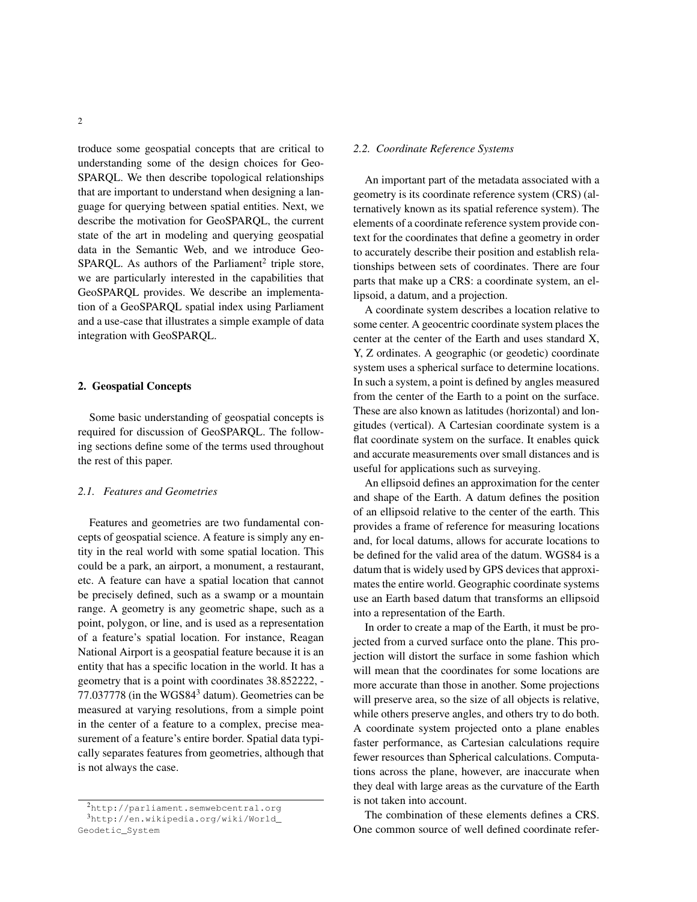troduce some geospatial concepts that are critical to understanding some of the design choices for GeoSPARQL. We then describe topological relationships that are important to understand when designing a language for querying between spatial entities. Next, we describe the motivation for GeoSPARQL, the current state of the art in modeling and querying geospatial data in the Semantic Web, and we introduce GeoSPARQL. As authors of the Parliament[2] triple store, we are particularly interested in the capabilities that GeoSPARQL provides. We describe an implementation of a GeoSPARQL spatial index using Parliament and a use-case that illustrates a simple example of data integration with GeoSPARQL.

## 2. Geospatial Concepts

Some basic understanding of geospatial concepts is required for discussion of GeoSPARQL. The following sections define some of the terms used throughout the rest of this paper.

### *2.1. Features and Geometries*

Features and geometries are two fundamental concepts of geospatial science. A feature is simply any entity in the real world with some spatial location. This could be a park, an airport, a monument, a restaurant, etc. A feature can have a spatial location that cannot be precisely defined, such as a swamp or a mountain range. A geometry is any geometric shape, such as a point, polygon, or line, and is used as a representation of a feature's spatial location. For instance, Reagan National Airport is a geospatial feature because it is an entity that has a specific location in the world. It has a geometry that is a point with coordinates 38.852222, -77.037778 (in the WGS84[3] datum). Geometries can be measured at varying resolutions, from a simple point in the center of a feature to a complex, precise measurement of a feature's entire border. Spatial data typically separates features from geometries, although that is not always the case.

### *2.2. Coordinate Reference Systems*

An important part of the metadata associated with a geometry is its coordinate reference system (CRS) (alternatively known as its spatial reference system). The elements of a coordinate reference system provide context for the coordinates that define a geometry in order to accurately describe their position and establish relationships between sets of coordinates. There are four parts that make up a CRS: a coordinate system, an ellipsoid, a datum, and a projection.

A coordinate system describes a location relative to some center. A geocentric coordinate system places the center at the center of the Earth and uses standard X, Y, Z ordinates. A geographic (or geodetic) coordinate system uses a spherical surface to determine locations. In such a system, a point is defined by angles measured from the center of the Earth to a point on the surface. These are also known as latitudes (horizontal) and longitudes (vertical). A Cartesian coordinate system is a flat coordinate system on the surface. It enables quick and accurate measurements over small distances and is useful for applications such as surveying.

An ellipsoid defines an approximation for the center and shape of the Earth. A datum defines the position of an ellipsoid relative to the center of the earth. This provides a frame of reference for measuring locations and, for local datums, allows for accurate locations to be defined for the valid area of the datum. WGS84 is a datum that is widely used by GPS devices that approximates the entire world. Geographic coordinate systems use an Earth based datum that transforms an ellipsoid into a representation of the Earth.

In order to create a map of the Earth, it must be projected from a curved surface onto the plane. This projection will distort the surface in some fashion which will mean that the coordinates for some locations are more accurate than those in another. Some projections will preserve area, so the size of all objects is relative, while others preserve angles, and others try to do both. A coordinate system projected onto a plane enables faster performance, as Cartesian calculations require fewer resources than Spherical calculations. Computations across the plane, however, are inaccurate when they deal with large areas as the curvature of the Earth is not taken into account.

The combination of these elements defines a CRS. One common source of well defined coordinate refer-

[2] http://parliament.semwebcentral.org

[3] http://en.wikipedia.org/wiki/World_Geodetic_System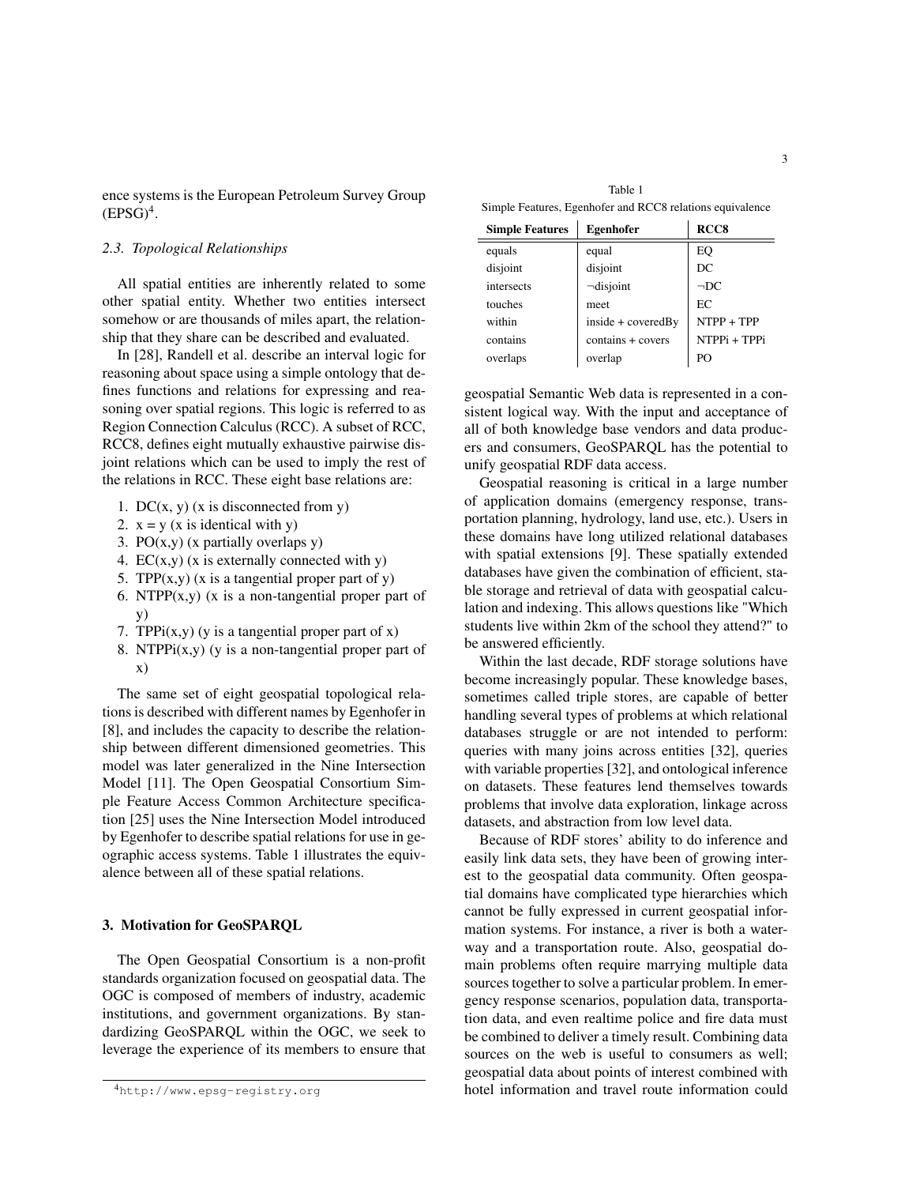ence systems is the European Petroleum Survey Group (EPSG)[4].

### 2.3. Topological Relationships

All spatial entities are inherently related to some other spatial entity. Whether two entities intersect somehow or are thousands of miles apart, the relationship that they share can be described and evaluated.

In [28], Randell et al. describe an interval logic for reasoning about space using a simple ontology that defines functions and relations for expressing and reasoning over spatial regions. This logic is referred to as Region Connection Calculus (RCC). A subset of RCC, RCC8, defines eight mutually exhaustive pairwise disjoint relations which can be used to imply the rest of the relations in RCC. These eight base relations are:

1. DC(x, y) (x is disconnected from y)
2. x = y (x is identical with y)
3. PO(x,y) (x partially overlaps y)
4. EC(x,y) (x is externally connected with y)
5. TPP(x,y) (x is a tangential proper part of y)
6. NTPP(x,y) (x is a non-tangential proper part of y)
7. TPPi(x,y) (y is a tangential proper part of x)
8. NTPPi(x,y) (y is a non-tangential proper part of x)

The same set of eight geospatial topological relations is described with different names by Egenhofer in [8], and includes the capacity to describe the relationship between different dimensioned geometries. This model was later generalized in the Nine Intersection Model [11]. The Open Geospatial Consortium Simple Feature Access Common Architecture specification [25] uses the Nine Intersection Model introduced by Egenhofer to describe spatial relations for use in geographic access systems. Table 1 illustrates the equivalence between all of these spatial relations.

Table 1
Simple Features, Egenhofer and RCC8 relations equivalence

| Simple Features | Egenhofer | RCC8 |
|---|---|---|
| equals | equal | EQ |
| disjoint | disjoint | DC |
| intersects | ¬disjoint | ¬DC |
| touches | meet | EC |
| within | inside + coveredBy | NTPP + TPP |
| contains | contains + covers | NTPPi + TPPi |
| overlaps | overlap | PO |

## 3. Motivation for GeoSPARQL

The Open Geospatial Consortium is a non-profit standards organization focused on geospatial data. The OGC is composed of members of industry, academic institutions, and government organizations. By standardizing GeoSPARQL within the OGC, we seek to leverage the experience of its members to ensure that geospatial Semantic Web data is represented in a consistent logical way. With the input and acceptance of all of both knowledge base vendors and data producers and consumers, GeoSPARQL has the potential to unify geospatial RDF data access.

Geospatial reasoning is critical in a large number of application domains (emergency response, transportation planning, hydrology, land use, etc.). Users in these domains have long utilized relational databases with spatial extensions [9]. These spatially extended databases have given the combination of efficient, stable storage and retrieval of data with geospatial calculation and indexing. This allows questions like "Which students live within 2km of the school they attend?" to be answered efficiently.

Within the last decade, RDF storage solutions have become increasingly popular. These knowledge bases, sometimes called triple stores, are capable of better handling several types of problems at which relational databases struggle or are not intended to perform: queries with many joins across entities [32], queries with variable properties [32], and ontological inference on datasets. These features lend themselves towards problems that involve data exploration, linkage across datasets, and abstraction from low level data.

Because of RDF stores' ability to do inference and easily link data sets, they have been of growing interest to the geospatial data community. Often geospatial domains have complicated type hierarchies which cannot be fully expressed in current geospatial information systems. For instance, a river is both a waterway and a transportation route. Also, geospatial domain problems often require marrying multiple data sources together to solve a particular problem. In emergency response scenarios, population data, transportation data, and even realtime police and fire data must be combined to deliver a timely result. Combining data sources on the web is useful to consumers as well; geospatial data about points of interest combined with hotel information and travel route information could

[4] http://www.epsg-registry.org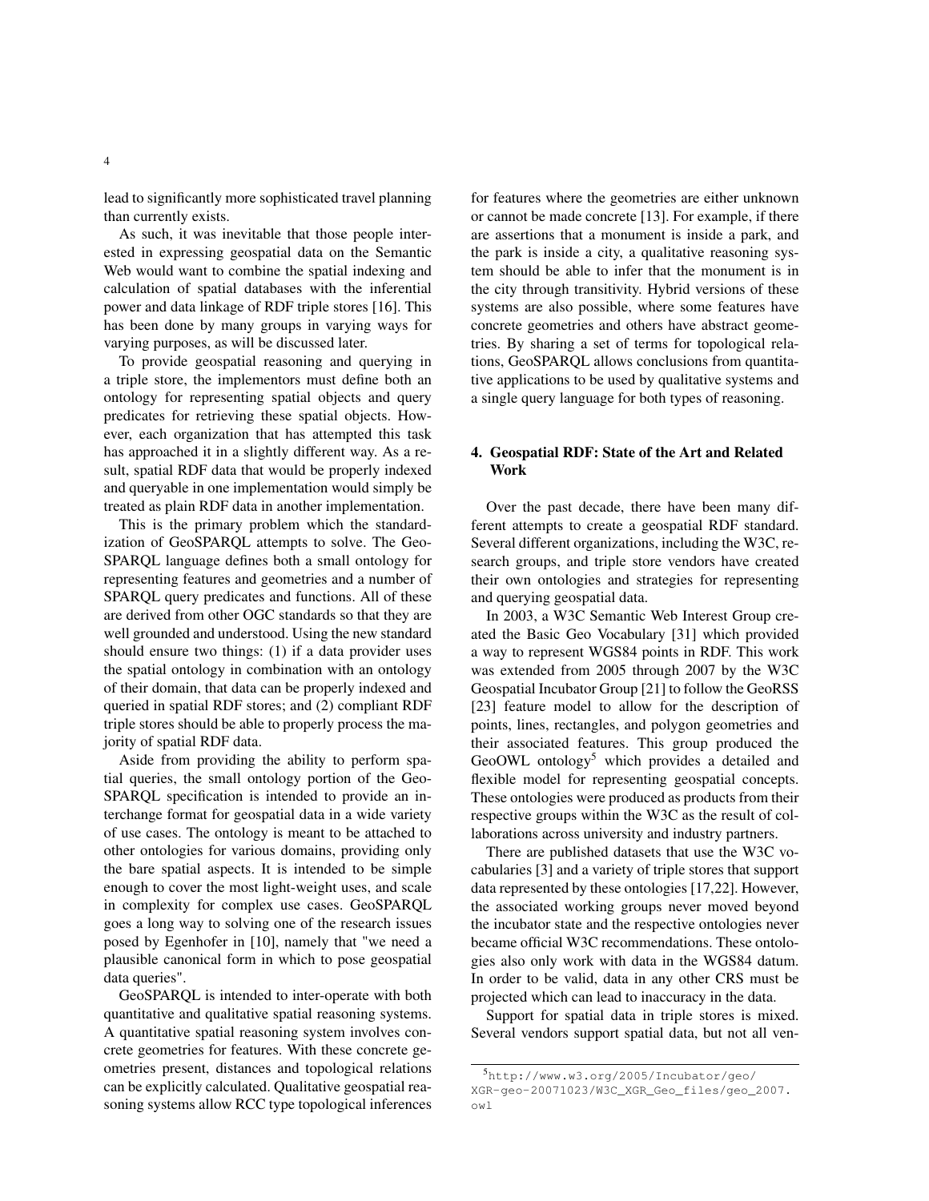lead to significantly more sophisticated travel planning than currently exists.

As such, it was inevitable that those people interested in expressing geospatial data on the Semantic Web would want to combine the spatial indexing and calculation of spatial databases with the inferential power and data linkage of RDF triple stores [16]. This has been done by many groups in varying ways for varying purposes, as will be discussed later.

To provide geospatial reasoning and querying in a triple store, the implementors must define both an ontology for representing spatial objects and query predicates for retrieving these spatial objects. However, each organization that has attempted this task has approached it in a slightly different way. As a result, spatial RDF data that would be properly indexed and queryable in one implementation would simply be treated as plain RDF data in another implementation.

This is the primary problem which the standardization of GeoSPARQL attempts to solve. The GeoSPARQL language defines both a small ontology for representing features and geometries and a number of SPARQL query predicates and functions. All of these are derived from other OGC standards so that they are well grounded and understood. Using the new standard should ensure two things: (1) if a data provider uses the spatial ontology in combination with an ontology of their domain, that data can be properly indexed and queried in spatial RDF stores; and (2) compliant RDF triple stores should be able to properly process the majority of spatial RDF data.

Aside from providing the ability to perform spatial queries, the small ontology portion of the GeoSPARQL specification is intended to provide an interchange format for geospatial data in a wide variety of use cases. The ontology is meant to be attached to other ontologies for various domains, providing only the bare spatial aspects. It is intended to be simple enough to cover the most light-weight uses, and scale in complexity for complex use cases. GeoSPARQL goes a long way to solving one of the research issues posed by Egenhofer in [10], namely that "we need a plausible canonical form in which to pose geospatial data queries".

GeoSPARQL is intended to inter-operate with both quantitative and qualitative spatial reasoning systems. A quantitative spatial reasoning system involves concrete geometries for features. With these concrete geometries present, distances and topological relations can be explicitly calculated. Qualitative geospatial reasoning systems allow RCC type topological inferences for features where the geometries are either unknown or cannot be made concrete [13]. For example, if there are assertions that a monument is inside a park, and the park is inside a city, a qualitative reasoning system should be able to infer that the monument is in the city through transitivity. Hybrid versions of these systems are also possible, where some features have concrete geometries and others have abstract geometries. By sharing a set of terms for topological relations, GeoSPARQL allows conclusions from quantitative applications to be used by qualitative systems and a single query language for both types of reasoning.

## 4. Geospatial RDF: State of the Art and Related Work

Over the past decade, there have been many different attempts to create a geospatial RDF standard. Several different organizations, including the W3C, research groups, and triple store vendors have created their own ontologies and strategies for representing and querying geospatial data.

In 2003, a W3C Semantic Web Interest Group created the Basic Geo Vocabulary [31] which provided a way to represent WGS84 points in RDF. This work was extended from 2005 through 2007 by the W3C Geospatial Incubator Group [21] to follow the GeoRSS [23] feature model to allow for the description of points, lines, rectangles, and polygon geometries and their associated features. This group produced the GeoOWL ontology[5] which provides a detailed and flexible model for representing geospatial concepts. These ontologies were produced as products from their respective groups within the W3C as the result of collaborations across university and industry partners.

There are published datasets that use the W3C vocabularies [3] and a variety of triple stores that support data represented by these ontologies [17,22]. However, the associated working groups never moved beyond the incubator state and the respective ontologies never became official W3C recommendations. These ontologies also only work with data in the WGS84 datum. In order to be valid, data in any other CRS must be projected which can lead to inaccuracy in the data.

Support for spatial data in triple stores is mixed. Several vendors support spatial data, but not all ven-

[5] http://www.w3.org/2005/Incubator/geo/XGR-geo-20071023/W3C_XGR_Geo_files/geo_2007.owl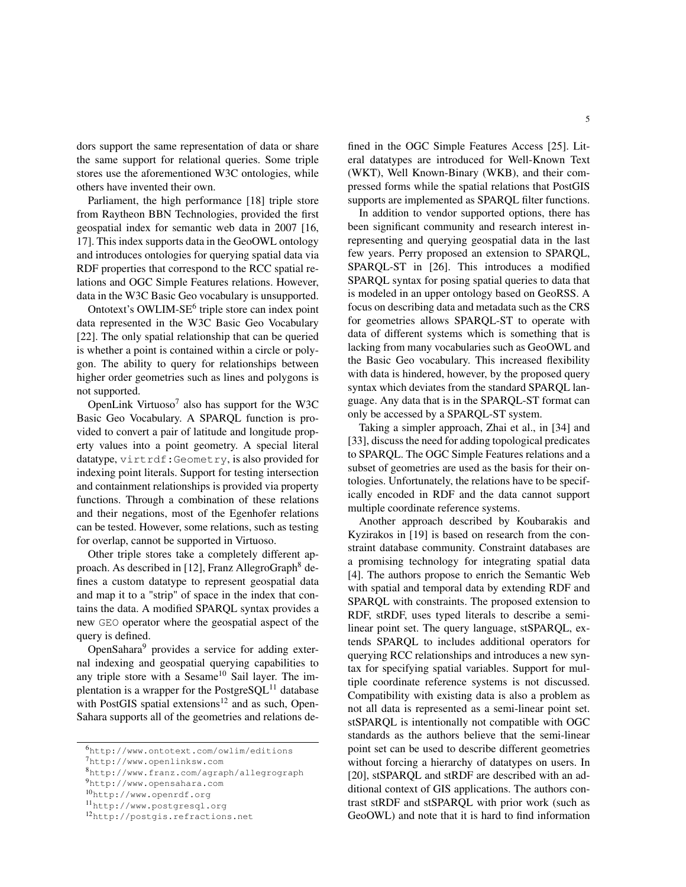dors support the same representation of data or share the same support for relational queries. Some triple stores use the aforementioned W3C ontologies, while others have invented their own.

Parliament, the high performance [18] triple store from Raytheon BBN Technologies, provided the first geospatial index for semantic web data in 2007 [16, 17]. This index supports data in the GeoOWL ontology and introduces ontologies for querying spatial data via RDF properties that correspond to the RCC spatial relations and OGC Simple Features relations. However, data in the W3C Basic Geo vocabulary is unsupported.

Ontotext's OWLIM-SE[6] triple store can index point data represented in the W3C Basic Geo Vocabulary [22]. The only spatial relationship that can be queried is whether a point is contained within a circle or polygon. The ability to query for relationships between higher order geometries such as lines and polygons is not supported.

OpenLink Virtuoso[7] also has support for the W3C Basic Geo Vocabulary. A SPARQL function is provided to convert a pair of latitude and longitude property values into a point geometry. A special literal datatype, `virtrdf:Geometry`, is also provided for indexing point literals. Support for testing intersection and containment relationships is provided via property functions. Through a combination of these relations and their negations, most of the Egenhofer relations can be tested. However, some relations, such as testing for overlap, cannot be supported in Virtuoso.

Other triple stores take a completely different approach. As described in [12], Franz AllegroGraph[8] defines a custom datatype to represent geospatial data and map it to a "strip" of space in the index that contains the data. A modified SPARQL syntax provides a new `GEO` operator where the geospatial aspect of the query is defined.

OpenSahara[9] provides a service for adding external indexing and geospatial querying capabilities to any triple store with a Sesame[10] Sail layer. The implentation is a wrapper for the PostgreSQL[11] database with PostGIS spatial extensions[12] and as such, OpenSahara supports all of the geometries and relations defined in the OGC Simple Features Access [25]. Literal datatypes are introduced for Well-Known Text (WKT), Well Known-Binary (WKB), and their compressed forms while the spatial relations that PostGIS supports are implemented as SPARQL filter functions.

In addition to vendor supported options, there has been significant community and research interest inrepresenting and querying geospatial data in the last few years. Perry proposed an extension to SPARQL, SPARQL-ST in [26]. This introduces a modified SPARQL syntax for posing spatial queries to data that is modeled in an upper ontology based on GeoRSS. A focus on describing data and metadata such as the CRS for geometries allows SPARQL-ST to operate with data of different systems which is something that is lacking from many vocabularies such as GeoOWL and the Basic Geo vocabulary. This increased flexibility with data is hindered, however, by the proposed query syntax which deviates from the standard SPARQL language. Any data that is in the SPARQL-ST format can only be accessed by a SPARQL-ST system.

Taking a simpler approach, Zhai et al., in [34] and [33], discuss the need for adding topological predicates to SPARQL. The OGC Simple Features relations and a subset of geometries are used as the basis for their ontologies. Unfortunately, the relations have to be specifically encoded in RDF and the data cannot support multiple coordinate reference systems.

Another approach described by Koubarakis and Kyzirakos in [19] is based on research from the constraint database community. Constraint databases are a promising technology for integrating spatial data [4]. The authors propose to enrich the Semantic Web with spatial and temporal data by extending RDF and SPARQL with constraints. The proposed extension to RDF, stRDF, uses typed literals to describe a semilinear point set. The query language, stSPARQL, extends SPARQL to includes additional operators for querying RCC relationships and introduces a new syntax for specifying spatial variables. Support for multiple coordinate reference systems is not discussed. Compatibility with existing data is also a problem as not all data is represented as a semi-linear point set. stSPARQL is intentionally not compatible with OGC standards as the authors believe that the semi-linear point set can be used to describe different geometries without forcing a hierarchy of datatypes on users. In [20], stSPARQL and stRDF are described with an additional context of GIS applications. The authors contrast stRDF and stSPARQL with prior work (such as GeoOWL) and note that it is hard to find information

[6] http://www.ontotext.com/owlim/editions
[7] http://www.openlinksw.com
[8] http://www.franz.com/agraph/allegrograph
[9] http://www.opensahara.com
[10] http://www.openrdf.org
[11] http://www.postgresql.org
[12] http://postgis.refractions.net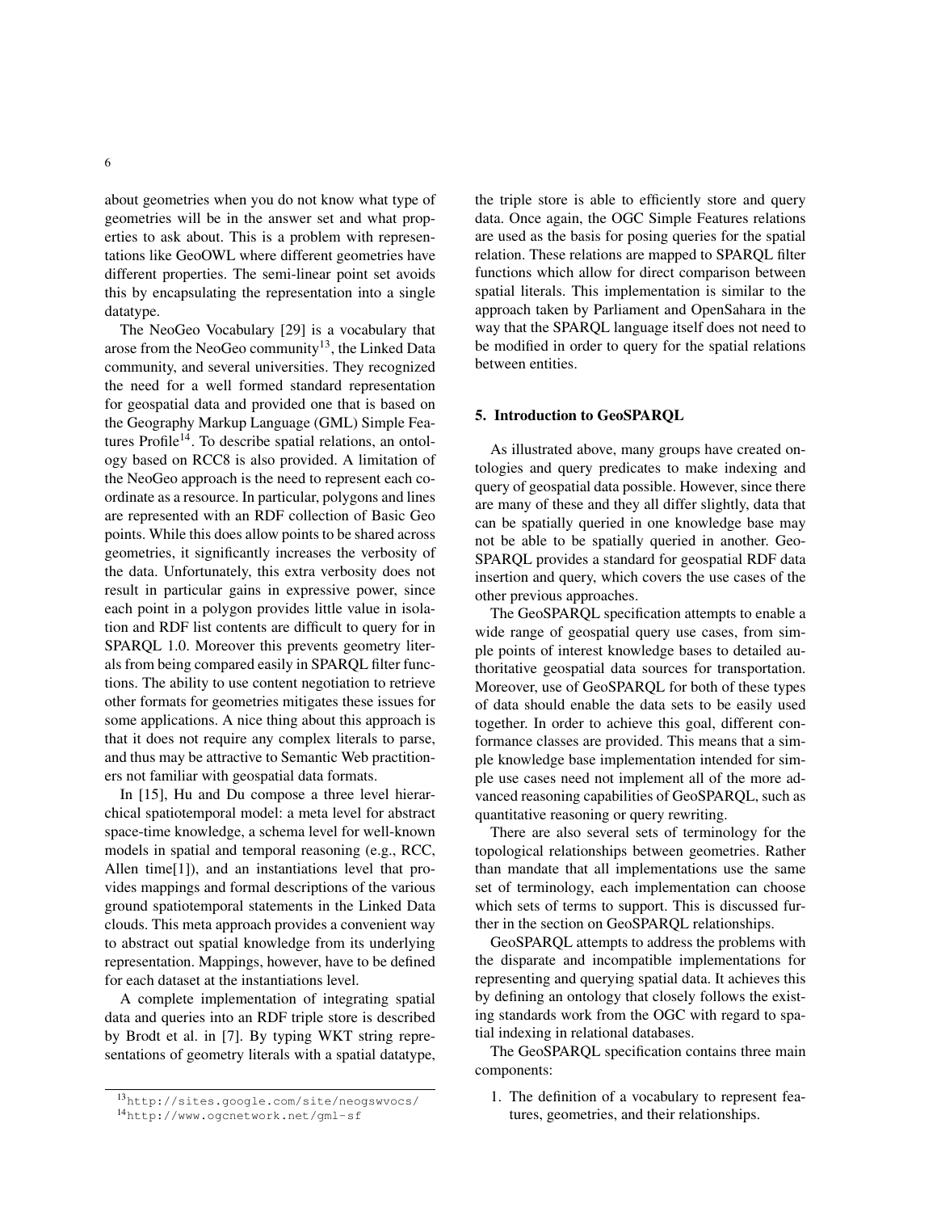about geometries when you do not know what type of geometries will be in the answer set and what properties to ask about. This is a problem with representations like GeoOWL where different geometries have different properties. The semi-linear point set avoids this by encapsulating the representation into a single datatype.

The NeoGeo Vocabulary [29] is a vocabulary that arose from the NeoGeo community[13], the Linked Data community, and several universities. They recognized the need for a well formed standard representation for geospatial data and provided one that is based on the Geography Markup Language (GML) Simple Features Profile[14]. To describe spatial relations, an ontology based on RCC8 is also provided. A limitation of the NeoGeo approach is the need to represent each coordinate as a resource. In particular, polygons and lines are represented with an RDF collection of Basic Geo points. While this does allow points to be shared across geometries, it significantly increases the verbosity of the data. Unfortunately, this extra verbosity does not result in particular gains in expressive power, since each point in a polygon provides little value in isolation and RDF list contents are difficult to query for in SPARQL 1.0. Moreover this prevents geometry literals from being compared easily in SPARQL filter functions. The ability to use content negotiation to retrieve other formats for geometries mitigates these issues for some applications. A nice thing about this approach is that it does not require any complex literals to parse, and thus may be attractive to Semantic Web practitioners not familiar with geospatial data formats.

In [15], Hu and Du compose a three level hierarchical spatiotemporal model: a meta level for abstract space-time knowledge, a schema level for well-known models in spatial and temporal reasoning (e.g., RCC, Allen time[1]), and an instantiations level that provides mappings and formal descriptions of the various ground spatiotemporal statements in the Linked Data clouds. This meta approach provides a convenient way to abstract out spatial knowledge from its underlying representation. Mappings, however, have to be defined for each dataset at the instantiations level.

A complete implementation of integrating spatial data and queries into an RDF triple store is described by Brodt et al. in [7]. By typing WKT string representations of geometry literals with a spatial datatype, the triple store is able to efficiently store and query data. Once again, the OGC Simple Features relations are used as the basis for posing queries for the spatial relation. These relations are mapped to SPARQL filter functions which allow for direct comparison between spatial literals. This implementation is similar to the approach taken by Parliament and OpenSahara in the way that the SPARQL language itself does not need to be modified in order to query for the spatial relations between entities.

## 5. Introduction to GeoSPARQL

As illustrated above, many groups have created ontologies and query predicates to make indexing and query of geospatial data possible. However, since there are many of these and they all differ slightly, data that can be spatially queried in one knowledge base may not be able to be spatially queried in another. GeoSPARQL provides a standard for geospatial RDF data insertion and query, which covers the use cases of the other previous approaches.

The GeoSPARQL specification attempts to enable a wide range of geospatial query use cases, from simple points of interest knowledge bases to detailed authoritative geospatial data sources for transportation. Moreover, use of GeoSPARQL for both of these types of data should enable the data sets to be easily used together. In order to achieve this goal, different conformance classes are provided. This means that a simple knowledge base implementation intended for simple use cases need not implement all of the more advanced reasoning capabilities of GeoSPARQL, such as quantitative reasoning or query rewriting.

There are also several sets of terminology for the topological relationships between geometries. Rather than mandate that all implementations use the same set of terminology, each implementation can choose which sets of terms to support. This is discussed further in the section on GeoSPARQL relationships.

GeoSPARQL attempts to address the problems with the disparate and incompatible implementations for representing and querying spatial data. It achieves this by defining an ontology that closely follows the existing standards work from the OGC with regard to spatial indexing in relational databases.

The GeoSPARQL specification contains three main components:

1. The definition of a vocabulary to represent features, geometries, and their relationships.

[13] http://sites.google.com/site/neogswvocs/

[14] http://www.ogcnetwork.net/gml-sf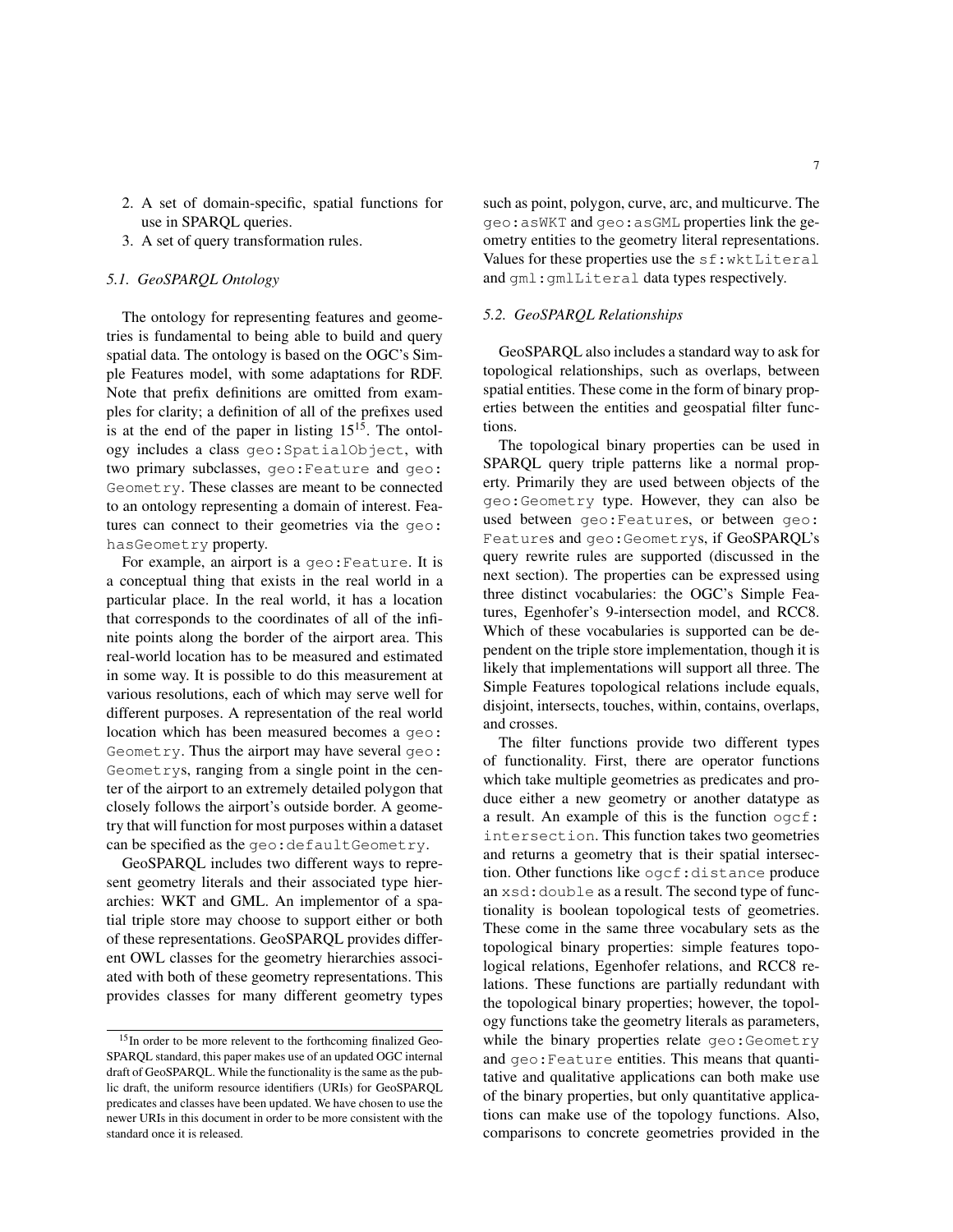2. A set of domain-specific, spatial functions for use in SPARQL queries.
3. A set of query transformation rules.

### *5.1. GeoSPARQL Ontology*

The ontology for representing features and geometries is fundamental to being able to build and query spatial data. The ontology is based on the OGC's Simple Features model, with some adaptations for RDF. Note that prefix definitions are omitted from examples for clarity; a definition of all of the prefixes used is at the end of the paper in listing 15[15]. The ontology includes a class `geo:SpatialObject`, with two primary subclasses, `geo:Feature` and `geo:Geometry`. These classes are meant to be connected to an ontology representing a domain of interest. Features can connect to their geometries via the `geo:hasGeometry` property.

For example, an airport is a `geo:Feature`. It is a conceptual thing that exists in the real world in a particular place. In the real world, it has a location that corresponds to the coordinates of all of the infinite points along the border of the airport area. This real-world location has to be measured and estimated in some way. It is possible to do this measurement at various resolutions, each of which may serve well for different purposes. A representation of the real world location which has been measured becomes a `geo:Geometry`. Thus the airport may have several `geo:Geometry`s, ranging from a single point in the center of the airport to an extremely detailed polygon that closely follows the airport's outside border. A geometry that will function for most purposes within a dataset can be specified as the `geo:defaultGeometry`.

GeoSPARQL includes two different ways to represent geometry literals and their associated type hierarchies: WKT and GML. An implementor of a spatial triple store may choose to support either or both of these representations. GeoSPARQL provides different OWL classes for the geometry hierarchies associated with both of these geometry representations. This provides classes for many different geometry types such as point, polygon, curve, arc, and multicurve. The `geo:asWKT` and `geo:asGML` properties link the geometry entities to the geometry literal representations. Values for these properties use the `sf:wktLiteral` and `gml:gmlLiteral` data types respectively.

### *5.2. GeoSPARQL Relationships*

GeoSPARQL also includes a standard way to ask for topological relationships, such as overlaps, between spatial entities. These come in the form of binary properties between the entities and geospatial filter functions.

The topological binary properties can be used in SPARQL query triple patterns like a normal property. Primarily they are used between objects of the `geo:Geometry` type. However, they can also be used between `geo:Feature`s, or between `geo:Feature`s and `geo:Geometry`s, if GeoSPARQL's query rewrite rules are supported (discussed in the next section). The properties can be expressed using three distinct vocabularies: the OGC's Simple Features, Egenhofer's 9-intersection model, and RCC8. Which of these vocabularies is supported can be dependent on the triple store implementation, though it is likely that implementations will support all three. The Simple Features topological relations include equals, disjoint, intersects, touches, within, contains, overlaps, and crosses.

The filter functions provide two different types of functionality. First, there are operator functions which take multiple geometries as predicates and produce either a new geometry or another datatype as a result. An example of this is the function `ogcf:intersection`. This function takes two geometries and returns a geometry that is their spatial intersection. Other functions like `ogcf:distance` produce an `xsd:double` as a result. The second type of functionality is boolean topological tests of geometries. These come in the same three vocabulary sets as the topological binary properties: simple features topological relations, Egenhofer relations, and RCC8 relations. These functions are partially redundant with the topological binary properties; however, the topology functions take the geometry literals as parameters, while the binary properties relate `geo:Geometry` and `geo:Feature` entities. This means that quantitative and qualitative applications can both make use of the binary properties, but only quantitative applications can make use of the topology functions. Also, comparisons to concrete geometries provided in the

---

[15] In order to be more relevent to the forthcoming finalized GeoSPARQL standard, this paper makes use of an updated OGC internal draft of GeoSPARQL. While the functionality is the same as the public draft, the uniform resource identifiers (URIs) for GeoSPARQL predicates and classes have been updated. We have chosen to use the newer URIs in this document in order to be more consistent with the standard once it is released.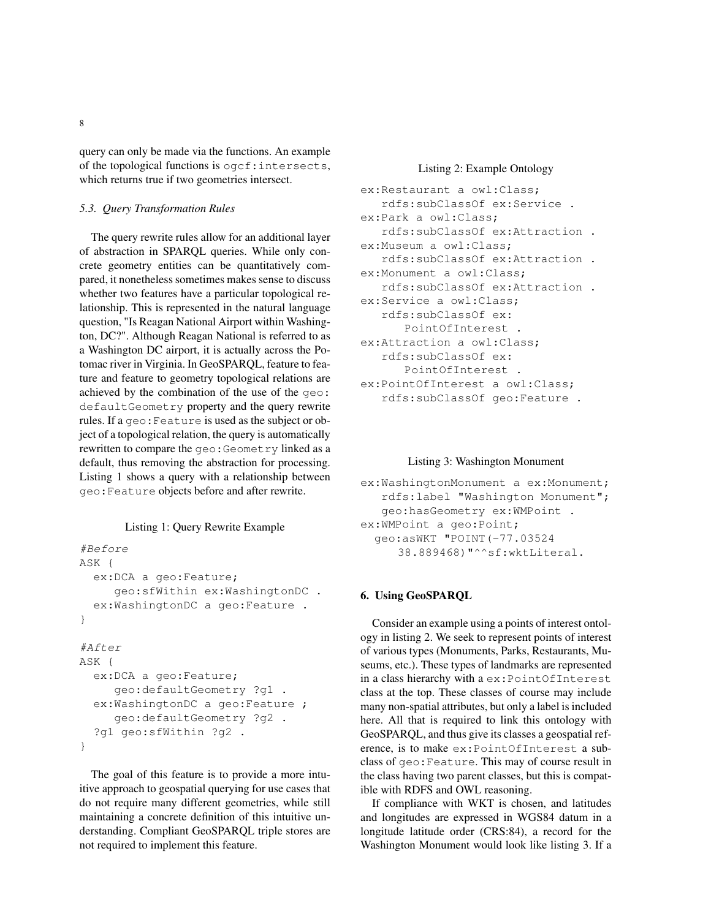query can only be made via the functions. An example of the topological functions is `ogcf:intersects`, which returns true if two geometries intersect.

### *5.3. Query Transformation Rules*

The query rewrite rules allow for an additional layer of abstraction in SPARQL queries. While only concrete geometry entities can be quantitatively compared, it nonetheless sometimes makes sense to discuss whether two features have a particular topological relationship. This is represented in the natural language question, "Is Reagan National Airport within Washington, DC?". Although Reagan National is referred to as a Washington DC airport, it is actually across the Potomac river in Virginia. In GeoSPARQL, feature to feature and feature to geometry topological relations are achieved by the combination of the use of the `geo:defaultGeometry` property and the query rewrite rules. If a `geo:Feature` is used as the subject or object of a topological relation, the query is automatically rewritten to compare the `geo:Geometry` linked as a default, thus removing the abstraction for processing. Listing 1 shows a query with a relationship between `geo:Feature` objects before and after rewrite.

Listing 1: Query Rewrite Example

```
#Before
ASK {
  ex:DCA a geo:Feature;
     geo:sfWithin ex:WashingtonDC .
  ex:WashingtonDC a geo:Feature .
}

#After
ASK {
  ex:DCA a geo:Feature;
     geo:defaultGeometry ?g1 .
  ex:WashingtonDC a geo:Feature ;
     geo:defaultGeometry ?g2 .
  ?g1 geo:sfWithin ?g2 .
}
```

The goal of this feature is to provide a more intuitive approach to geospatial querying for use cases that do not require many different geometries, while still maintaining a concrete definition of this intuitive understanding. Compliant GeoSPARQL triple stores are not required to implement this feature.

Listing 2: Example Ontology

```
ex:Restaurant a owl:Class;
   rdfs:subClassOf ex:Service .
ex:Park a owl:Class;
   rdfs:subClassOf ex:Attraction .
ex:Museum a owl:Class;
   rdfs:subClassOf ex:Attraction .
ex:Monument a owl:Class;
   rdfs:subClassOf ex:Attraction .
ex:Service a owl:Class;
   rdfs:subClassOf ex:
      PointOfInterest .
ex:Attraction a owl:Class;
   rdfs:subClassOf ex:
      PointOfInterest .
ex:PointOfInterest a owl:Class;
   rdfs:subClassOf geo:Feature .
```

Listing 3: Washington Monument

```
ex:WashingtonMonument a ex:Monument;
   rdfs:label "Washington Monument";
   geo:hasGeometry ex:WMPoint .
ex:WMPoint a geo:Point;
  geo:asWKT "POINT(-77.03524
     38.889468)"^^sf:wktLiteral.
```

## 6. Using GeoSPARQL

Consider an example using a points of interest ontology in listing 2. We seek to represent points of interest of various types (Monuments, Parks, Restaurants, Museums, etc.). These types of landmarks are represented in a class hierarchy with a `ex:PointOfInterest` class at the top. These classes of course may include many non-spatial attributes, but only a label is included here. All that is required to link this ontology with GeoSPARQL, and thus give its classes a geospatial reference, is to make `ex:PointOfInterest` a subclass of `geo:Feature`. This may of course result in the class having two parent classes, but this is compatible with RDFS and OWL reasoning.

If compliance with WKT is chosen, and latitudes and longitudes are expressed in WGS84 datum in a longitude latitude order (CRS:84), a record for the Washington Monument would look like listing 3. If a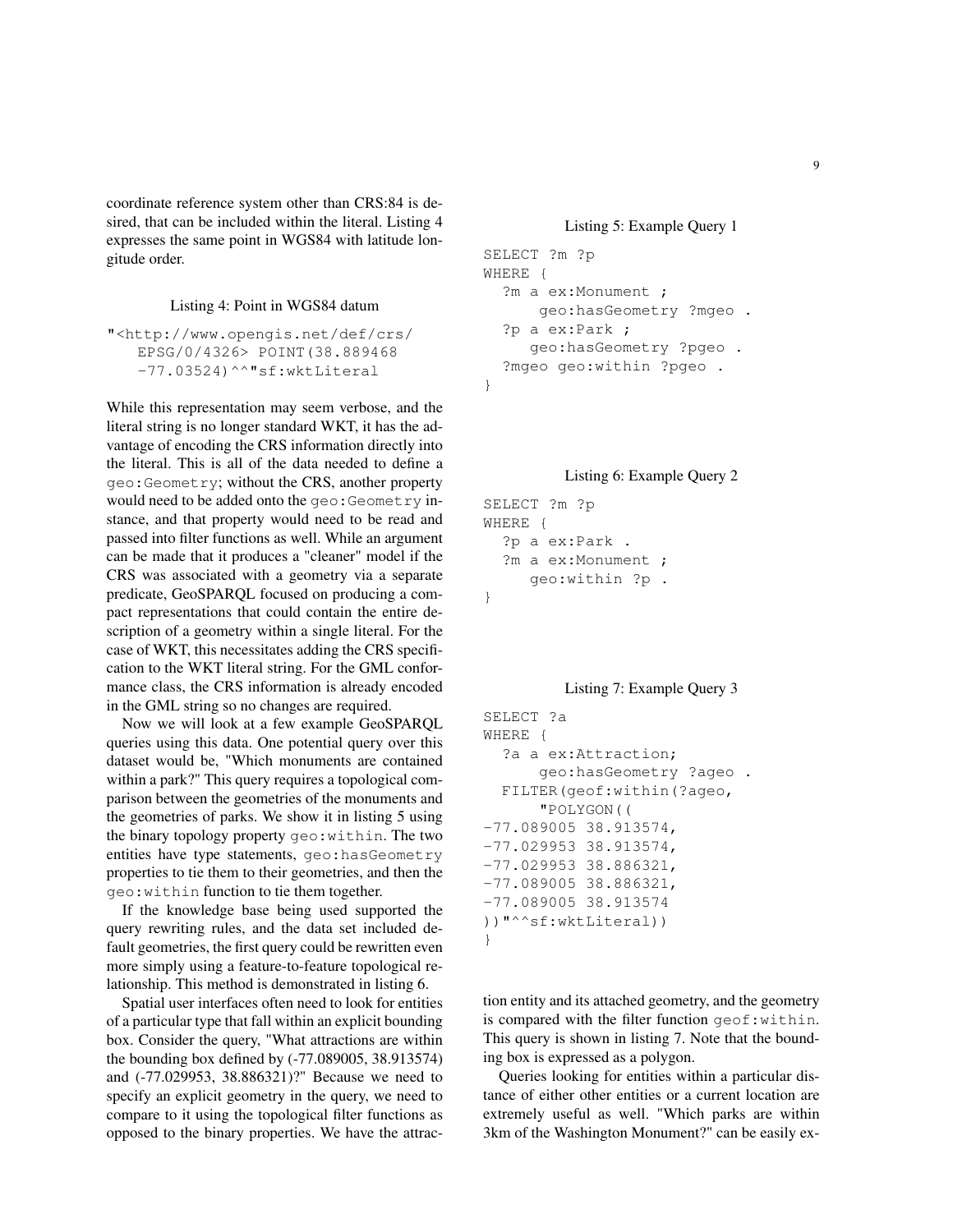coordinate reference system other than CRS:84 is desired, that can be included within the literal. Listing 4 expresses the same point in WGS84 with latitude longitude order.

Listing 4: Point in WGS84 datum

```
"<http://www.opengis.net/def/crs/
    EPSG/0/4326> POINT(38.889468
    -77.03524)^^"sf:wktLiteral
```

While this representation may seem verbose, and the literal string is no longer standard WKT, it has the advantage of encoding the CRS information directly into the literal. This is all of the data needed to define a `geo:Geometry`; without the CRS, another property would need to be added onto the `geo:Geometry` instance, and that property would need to be read and passed into filter functions as well. While an argument can be made that it produces a "cleaner" model if the CRS was associated with a geometry via a separate predicate, GeoSPARQL focused on producing a compact representations that could contain the entire description of a geometry within a single literal. For the case of WKT, this necessitates adding the CRS specification to the WKT literal string. For the GML conformance class, the CRS information is already encoded in the GML string so no changes are required.

Now we will look at a few example GeoSPARQL queries using this data. One potential query over this dataset would be, "Which monuments are contained within a park?" This query requires a topological comparison between the geometries of the monuments and the geometries of parks. We show it in listing 5 using the binary topology property `geo:within`. The two entities have type statements, `geo:hasGeometry` properties to tie them to their geometries, and then the `geo:within` function to tie them together.

If the knowledge base being used supported the query rewriting rules, and the data set included default geometries, the first query could be rewritten even more simply using a feature-to-feature topological relationship. This method is demonstrated in listing 6.

Spatial user interfaces often need to look for entities of a particular type that fall within an explicit bounding box. Consider the query, "What attractions are within the bounding box defined by (-77.089005, 38.913574) and (-77.029953, 38.886321)?" Because we need to specify an explicit geometry in the query, we need to compare to it using the topological filter functions as opposed to the binary properties. We have the attraction entity and its attached geometry, and the geometry is compared with the filter function `geof:within`. This query is shown in listing 7. Note that the bounding box is expressed as a polygon.

Listing 5: Example Query 1

```
SELECT ?m ?p
WHERE {
  ?m a ex:Monument ;
      geo:hasGeometry ?mgeo .
  ?p a ex:Park ;
     geo:hasGeometry ?pgeo .
  ?mgeo geo:within ?pgeo .
}
```

Listing 6: Example Query 2

```
SELECT ?m ?p
WHERE {
  ?p a ex:Park .
  ?m a ex:Monument ;
     geo:within ?p .
}
```

Listing 7: Example Query 3

```
SELECT ?a
WHERE {
  ?a a ex:Attraction;
      geo:hasGeometry ?ageo .
  FILTER(geof:within(?ageo,
      "POLYGON((
-77.089005 38.913574,
-77.029953 38.913574,
-77.029953 38.886321,
-77.089005 38.886321,
-77.089005 38.913574
))"^^sf:wktLiteral))
}
```

Queries looking for entities within a particular distance of either other entities or a current location are extremely useful as well. "Which parks are within 3km of the Washington Monument?" can be easily ex-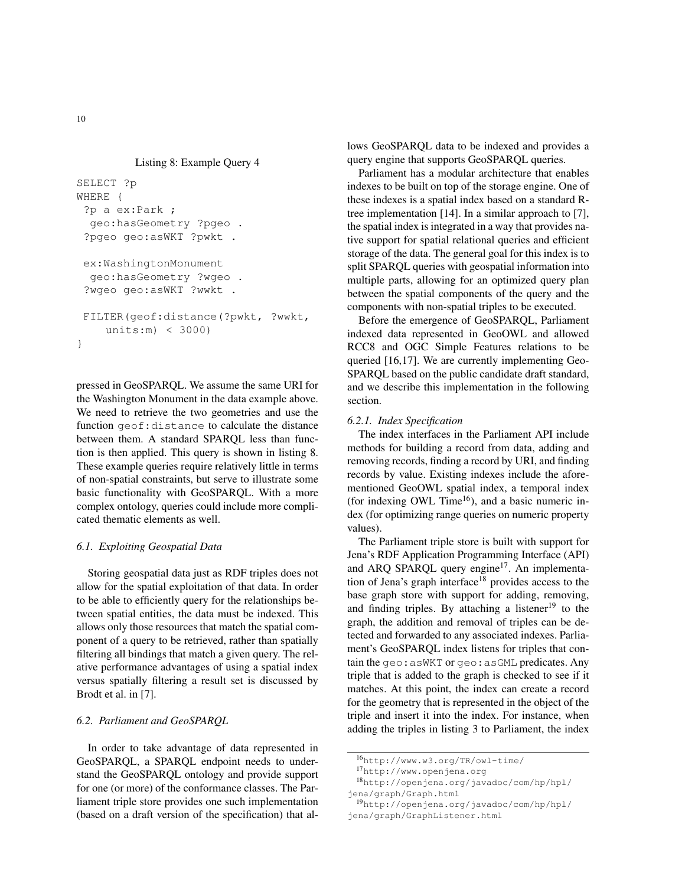Listing 8: Example Query 4

```
SELECT ?p
WHERE {
 ?p a ex:Park ;
  geo:hasGeometry ?pgeo .
 ?pgeo geo:asWKT ?pwkt .

 ex:WashingtonMonument
  geo:hasGeometry ?wgeo .
 ?wgeo geo:asWKT ?wwkt .

 FILTER(geof:distance(?pwkt, ?wwkt,
    units:m) < 3000)
}
```

pressed in GeoSPARQL. We assume the same URI for the Washington Monument in the data example above. We need to retrieve the two geometries and use the function `geof:distance` to calculate the distance between them. A standard SPARQL less than function is then applied. This query is shown in listing 8. These example queries require relatively little in terms of non-spatial constraints, but serve to illustrate some basic functionality with GeoSPARQL. With a more complex ontology, queries could include more complicated thematic elements as well.

### *6.1. Exploiting Geospatial Data*

Storing geospatial data just as RDF triples does not allow for the spatial exploitation of that data. In order to be able to efficiently query for the relationships between spatial entities, the data must be indexed. This allows only those resources that match the spatial component of a query to be retrieved, rather than spatially filtering all bindings that match a given query. The relative performance advantages of using a spatial index versus spatially filtering a result set is discussed by Brodt et al. in [7].

### *6.2. Parliament and GeoSPARQL*

In order to take advantage of data represented in GeoSPARQL, a SPARQL endpoint needs to understand the GeoSPARQL ontology and provide support for one (or more) of the conformance classes. The Parliament triple store provides one such implementation (based on a draft version of the specification) that allows GeoSPARQL data to be indexed and provides a query engine that supports GeoSPARQL queries.

Parliament has a modular architecture that enables indexes to be built on top of the storage engine. One of these indexes is a spatial index based on a standard R-tree implementation [14]. In a similar approach to [7], the spatial index is integrated in a way that provides native support for spatial relational queries and efficient storage of the data. The general goal for this index is to split SPARQL queries with geospatial information into multiple parts, allowing for an optimized query plan between the spatial components of the query and the components with non-spatial triples to be executed.

Before the emergence of GeoSPARQL, Parliament indexed data represented in GeoOWL and allowed RCC8 and OGC Simple Features relations to be queried [16,17]. We are currently implementing GeoSPARQL based on the public candidate draft standard, and we describe this implementation in the following section.

#### *6.2.1. Index Specification*

The index interfaces in the Parliament API include methods for building a record from data, adding and removing records, finding a record by URI, and finding records by value. Existing indexes include the aforementioned GeoOWL spatial index, a temporal index (for indexing OWL Time[16]), and a basic numeric index (for optimizing range queries on numeric property values).

The Parliament triple store is built with support for Jena's RDF Application Programming Interface (API) and ARQ SPARQL query engine[17]. An implementation of Jena's graph interface[18] provides access to the base graph store with support for adding, removing, and finding triples. By attaching a listener[19] to the graph, the addition and removal of triples can be detected and forwarded to any associated indexes. Parliament's GeoSPARQL index listens for triples that contain the `geo:asWKT` or `geo:asGML` predicates. Any triple that is added to the graph is checked to see if it matches. At this point, the index can create a record for the geometry that is represented in the object of the triple and insert it into the index. For instance, when adding the triples in listing 3 to Parliament, the index

[16] http://www.w3.org/TR/owl-time/

[17] http://www.openjena.org

[18] http://openjena.org/javadoc/com/hp/hpl/jena/graph/Graph.html

[19] http://openjena.org/javadoc/com/hp/hpl/jena/graph/GraphListener.html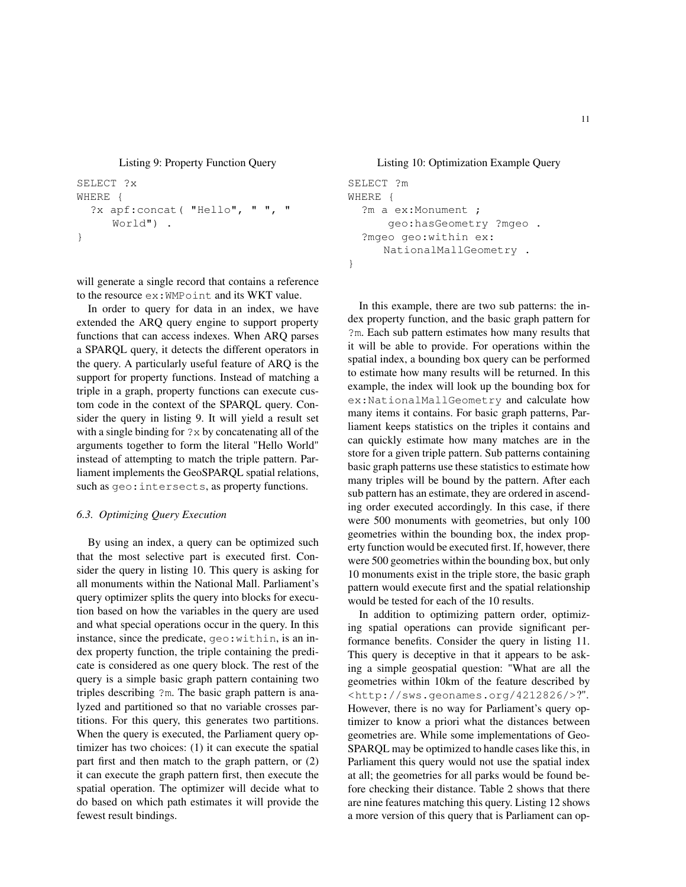Listing 9: Property Function Query

```
SELECT ?x
WHERE {
  ?x apf:concat( "Hello", " ", "
     World") .
}
```

will generate a single record that contains a reference to the resource ex:WMPoint and its WKT value.

In order to query for data in an index, we have extended the ARQ query engine to support property functions that can access indexes. When ARQ parses a SPARQL query, it detects the different operators in the query. A particularly useful feature of ARQ is the support for property functions. Instead of matching a triple in a graph, property functions can execute custom code in the context of the SPARQL query. Consider the query in listing 9. It will yield a result set with a single binding for ?x by concatenating all of the arguments together to form the literal "Hello World" instead of attempting to match the triple pattern. Parliament implements the GeoSPARQL spatial relations, such as geo:intersects, as property functions.

### *6.3. Optimizing Query Execution*

By using an index, a query can be optimized such that the most selective part is executed first. Consider the query in listing 10. This query is asking for all monuments within the National Mall. Parliament's query optimizer splits the query into blocks for execution based on how the variables in the query are used and what special operations occur in the query. In this instance, since the predicate, geo:within, is an index property function, the triple containing the predicate is considered as one query block. The rest of the query is a simple basic graph pattern containing two triples describing ?m. The basic graph pattern is analyzed and partitioned so that no variable crosses partitions. For this query, this generates two partitions. When the query is executed, the Parliament query optimizer has two choices: (1) it can execute the spatial part first and then match to the graph pattern, or (2) it can execute the graph pattern first, then execute the spatial operation. The optimizer will decide what to do based on which path estimates it will provide the fewest result bindings.

Listing 10: Optimization Example Query

```
SELECT ?m
WHERE {
  ?m a ex:Monument ;
     geo:hasGeometry ?mgeo .
  ?mgeo geo:within ex:
     NationalMallGeometry .
}
```

In this example, there are two sub patterns: the index property function, and the basic graph pattern for ?m. Each sub pattern estimates how many results that it will be able to provide. For operations within the spatial index, a bounding box query can be performed to estimate how many results will be returned. In this example, the index will look up the bounding box for ex:NationalMallGeometry and calculate how many items it contains. For basic graph patterns, Parliament keeps statistics on the triples it contains and can quickly estimate how many matches are in the store for a given triple pattern. Sub patterns containing basic graph patterns use these statistics to estimate how many triples will be bound by the pattern. After each sub pattern has an estimate, they are ordered in ascending order executed accordingly. In this case, if there were 500 monuments with geometries, but only 100 geometries within the bounding box, the index property function would be executed first. If, however, there were 500 geometries within the bounding box, but only 10 monuments exist in the triple store, the basic graph pattern would execute first and the spatial relationship would be tested for each of the 10 results.

In addition to optimizing pattern order, optimizing spatial operations can provide significant performance benefits. Consider the query in listing 11. This query is deceptive in that it appears to be asking a simple geospatial question: "What are all the geometries within 10km of the feature described by <http://sws.geonames.org/4212826/>?". However, there is no way for Parliament's query optimizer to know a priori what the distances between geometries are. While some implementations of GeoSPARQL may be optimized to handle cases like this, in Parliament this query would not use the spatial index at all; the geometries for all parks would be found before checking their distance. Table 2 shows that there are nine features matching this query. Listing 12 shows a more version of this query that is Parliament can op-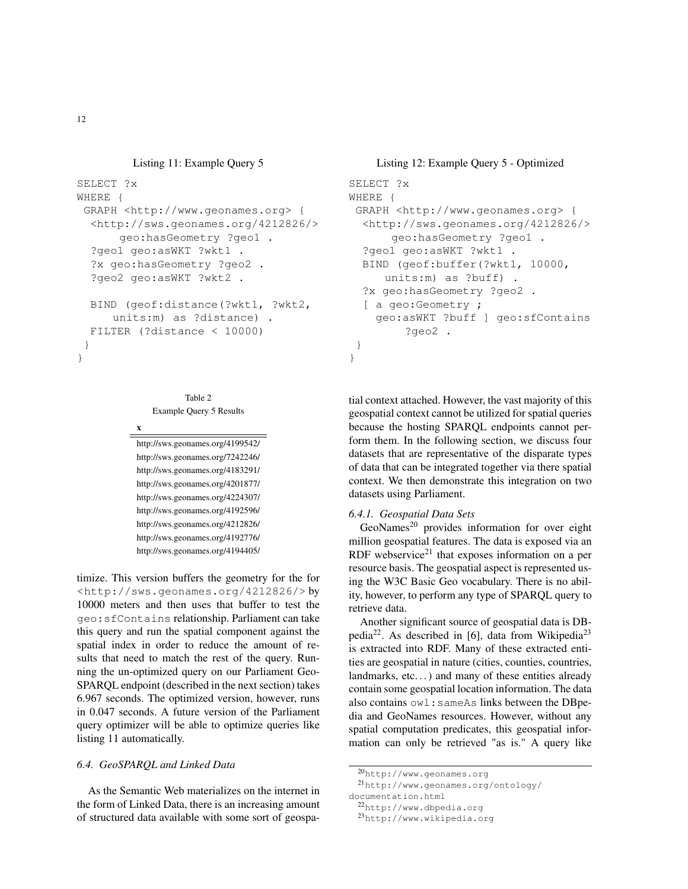Listing 11: Example Query 5

```
SELECT ?x
WHERE {
 GRAPH <http://www.geonames.org> {
  <http://sws.geonames.org/4212826/>
      geo:hasGeometry ?geo1 .
  ?geo1 geo:asWKT ?wkt1 .
  ?x geo:hasGeometry ?geo2 .
  ?geo2 geo:asWKT ?wkt2 .

  BIND (geof:distance(?wkt1, ?wkt2,
      units:m) as ?distance) .
  FILTER (?distance < 10000)
 }
}
```

Listing 12: Example Query 5 - Optimized

```
SELECT ?x
WHERE {
 GRAPH <http://www.geonames.org> {
  <http://sws.geonames.org/4212826/>
      geo:hasGeometry ?geo1 .
  ?geo1 geo:asWKT ?wkt1 .
  BIND (geof:buffer(?wkt1, 10000,
     units:m) as ?buff) .
  ?x geo:hasGeometry ?geo2 .
  [ a geo:Geometry ;
    geo:asWKT ?buff ] geo:sfContains
        ?geo2 .
 }
}
```

Table 2
Example Query 5 Results

| x |
|---|
| http://sws.geonames.org/4199542/ |
| http://sws.geonames.org/7242246/ |
| http://sws.geonames.org/4183291/ |
| http://sws.geonames.org/4201877/ |
| http://sws.geonames.org/4224307/ |
| http://sws.geonames.org/4192596/ |
| http://sws.geonames.org/4212826/ |
| http://sws.geonames.org/4192776/ |
| http://sws.geonames.org/4194405/ |

timize. This version buffers the geometry for the for `<http://sws.geonames.org/4212826/>` by 10000 meters and then uses that buffer to test the `geo:sfContains` relationship. Parliament can take this query and run the spatial component against the spatial index in order to reduce the amount of results that need to match the rest of the query. Running the un-optimized query on our Parliament GeoSPARQL endpoint (described in the next section) takes 6.967 seconds. The optimized version, however, runs in 0.047 seconds. A future version of the Parliament query optimizer will be able to optimize queries like listing 11 automatically.

### *6.4. GeoSPARQL and Linked Data*

As the Semantic Web materializes on the internet in the form of Linked Data, there is an increasing amount of structured data available with some sort of geospatial context attached. However, the vast majority of this geospatial context cannot be utilized for spatial queries because the hosting SPARQL endpoints cannot perform them. In the following section, we discuss four datasets that are representative of the disparate types of data that can be integrated together via there spatial context. We then demonstrate this integration on two datasets using Parliament.

#### *6.4.1. Geospatial Data Sets*

GeoNames[20] provides information for over eight million geospatial features. The data is exposed via an RDF webservice[21] that exposes information on a per resource basis. The geospatial aspect is represented using the W3C Basic Geo vocabulary. There is no ability, however, to perform any type of SPARQL query to retrieve data.

Another significant source of geospatial data is DBpedia[22]. As described in [6], data from Wikipedia[23] is extracted into RDF. Many of these extracted entities are geospatial in nature (cities, counties, countries, landmarks, etc...) and many of these entities already contain some geospatial location information. The data also contains `owl:sameAs` links between the DBpedia and GeoNames resources. However, without any spatial computation predicates, this geospatial information can only be retrieved "as is." A query like

[20] http://www.geonames.org

[21] http://www.geonames.org/ontology/documentation.html

[22] http://www.dbpedia.org

[23] http://www.wikipedia.org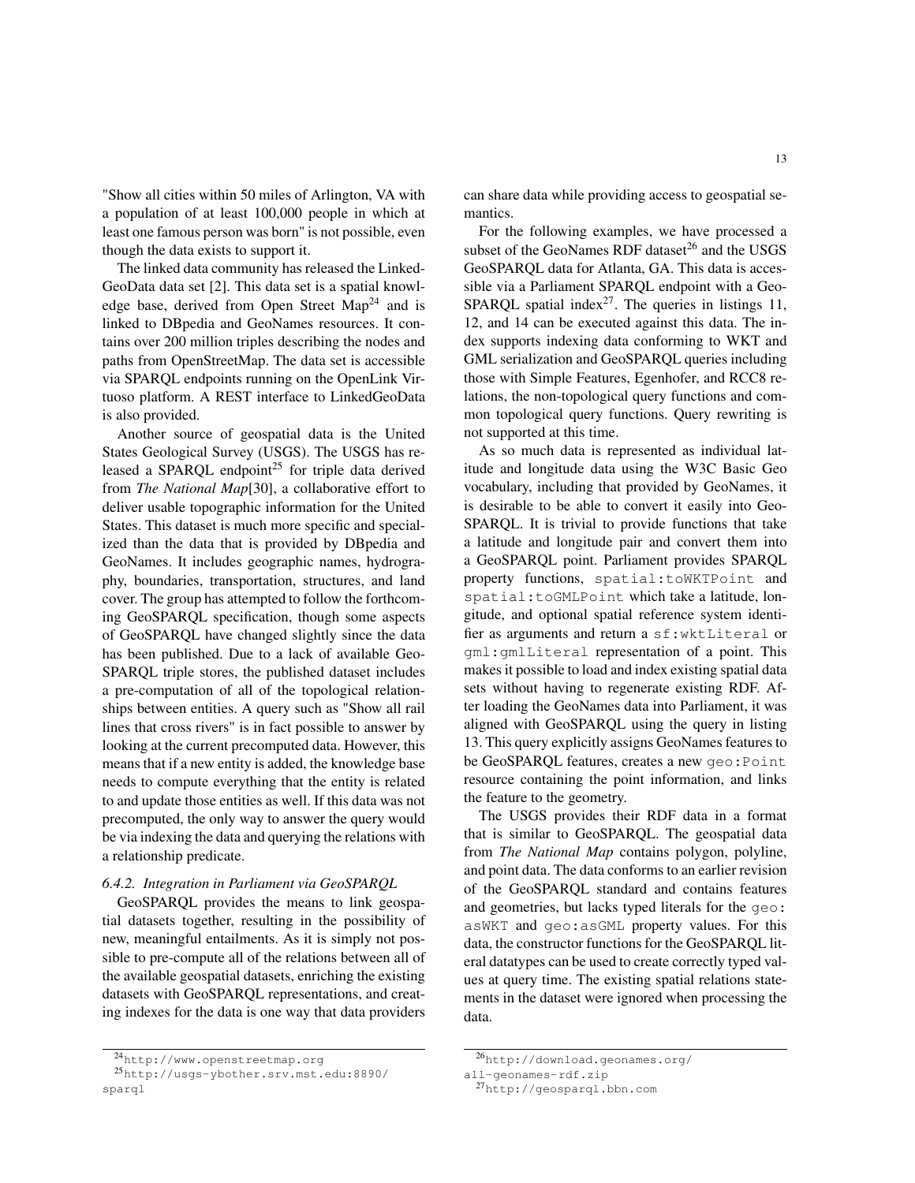"Show all cities within 50 miles of Arlington, VA with a population of at least 100,000 people in which at least one famous person was born" is not possible, even though the data exists to support it.

The linked data community has released the LinkedGeoData data set [2]. This data set is a spatial knowledge base, derived from Open Street Map[24] and is linked to DBpedia and GeoNames resources. It contains over 200 million triples describing the nodes and paths from OpenStreetMap. The data set is accessible via SPARQL endpoints running on the OpenLink Virtuoso platform. A REST interface to LinkedGeoData is also provided.

Another source of geospatial data is the United States Geological Survey (USGS). The USGS has released a SPARQL endpoint[25] for triple data derived from *The National Map*[30], a collaborative effort to deliver usable topographic information for the United States. This dataset is much more specific and specialized than the data that is provided by DBpedia and GeoNames. It includes geographic names, hydrography, boundaries, transportation, structures, and land cover. The group has attempted to follow the forthcoming GeoSPARQL specification, though some aspects of GeoSPARQL have changed slightly since the data has been published. Due to a lack of available GeoSPARQL triple stores, the published dataset includes a pre-computation of all of the topological relationships between entities. A query such as "Show all rail lines that cross rivers" is in fact possible to answer by looking at the current precomputed data. However, this means that if a new entity is added, the knowledge base needs to compute everything that the entity is related to and update those entities as well. If this data was not precomputed, the only way to answer the query would be via indexing the data and querying the relations with a relationship predicate.

#### *6.4.2. Integration in Parliament via GeoSPARQL*

GeoSPARQL provides the means to link geospatial datasets together, resulting in the possibility of new, meaningful entailments. As it is simply not possible to pre-compute all of the relations between all of the available geospatial datasets, enriching the existing datasets with GeoSPARQL representations, and creating indexes for the data is one way that data providers can share data while providing access to geospatial semantics.

For the following examples, we have processed a subset of the GeoNames RDF dataset[26] and the USGS GeoSPARQL data for Atlanta, GA. This data is accessible via a Parliament SPARQL endpoint with a GeoSPARQL spatial index[27]. The queries in listings 11, 12, and 14 can be executed against this data. The index supports indexing data conforming to WKT and GML serialization and GeoSPARQL queries including those with Simple Features, Egenhofer, and RCC8 relations, the non-topological query functions and common topological query functions. Query rewriting is not supported at this time.

As so much data is represented as individual latitude and longitude data using the W3C Basic Geo vocabulary, including that provided by GeoNames, it is desirable to be able to convert it easily into GeoSPARQL. It is trivial to provide functions that take a latitude and longitude pair and convert them into a GeoSPARQL point. Parliament provides SPARQL property functions, `spatial:toWKTPoint` and `spatial:toGMLPoint` which take a latitude, longitude, and optional spatial reference system identifier as arguments and return a `sf:wktLiteral` or `gml:gmlLiteral` representation of a point. This makes it possible to load and index existing spatial data sets without having to regenerate existing RDF. After loading the GeoNames data into Parliament, it was aligned with GeoSPARQL using the query in listing 13. This query explicitly assigns GeoNames features to be GeoSPARQL features, creates a new `geo:Point` resource containing the point information, and links the feature to the geometry.

The USGS provides their RDF data in a format that is similar to GeoSPARQL. The geospatial data from *The National Map* contains polygon, polyline, and point data. The data conforms to an earlier revision of the GeoSPARQL standard and contains features and geometries, but lacks typed literals for the `geo:asWKT` and `geo:asGML` property values. For this data, the constructor functions for the GeoSPARQL literal datatypes can be used to create correctly typed values at query time. The existing spatial relations statements in the dataset were ignored when processing the data.

---

[24] http://www.openstreetmap.org

[25] http://usgs-ybother.srv.mst.edu:8890/sparql

[26] http://download.geonames.org/all-geonames-rdf.zip

[27] http://geosparql.bbn.com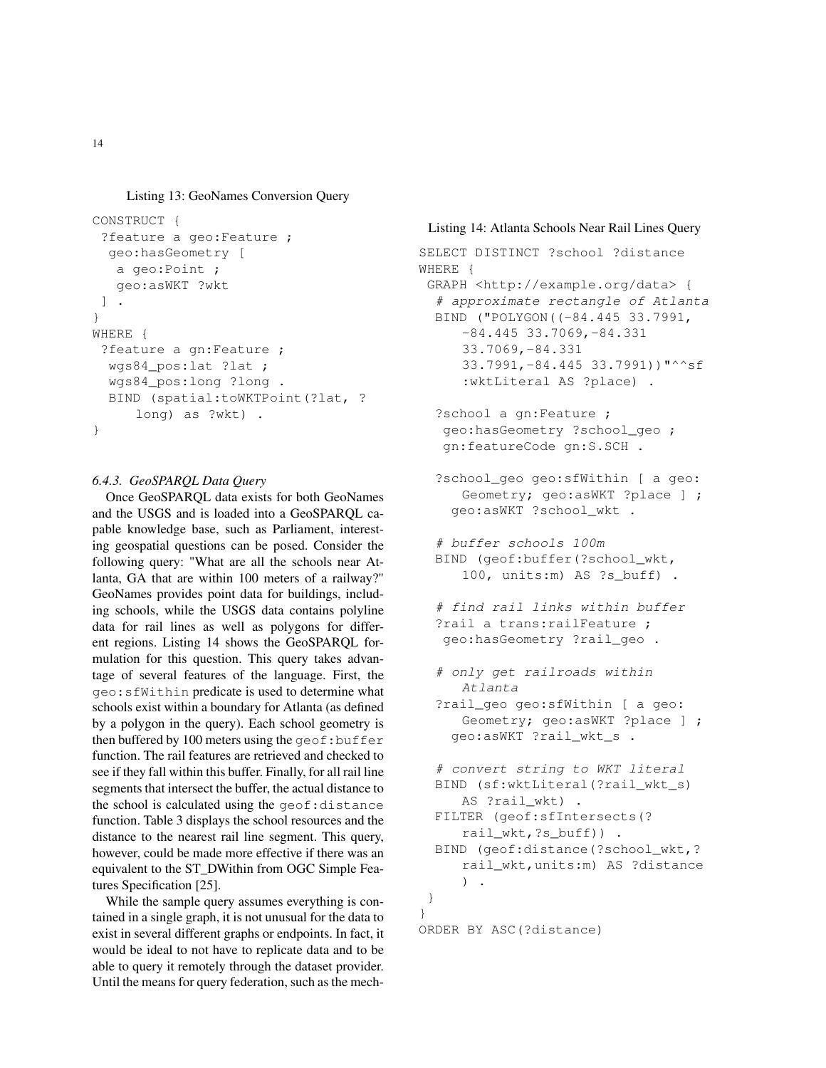Listing 13: GeoNames Conversion Query

```
CONSTRUCT {
 ?feature a geo:Feature ;
  geo:hasGeometry [
   a geo:Point ;
   geo:asWKT ?wkt
 ] .
}
WHERE {
 ?feature a gn:Feature ;
  wgs84_pos:lat ?lat ;
  wgs84_pos:long ?long .
  BIND (spatial:toWKTPoint(?lat, ?
      long) as ?wkt) .
}
```

### 6.4.3. GeoSPARQL Data Query

Once GeoSPARQL data exists for both GeoNames and the USGS and is loaded into a GeoSPARQL capable knowledge base, such as Parliament, interesting geospatial questions can be posed. Consider the following query: "What are all the schools near Atlanta, GA that are within 100 meters of a railway?" GeoNames provides point data for buildings, including schools, while the USGS data contains polyline data for rail lines as well as polygons for different regions. Listing 14 shows the GeoSPARQL formulation for this question. This query takes advantage of several features of the language. First, the `geo:sfWithin` predicate is used to determine what schools exist within a boundary for Atlanta (as defined by a polygon in the query). Each school geometry is then buffered by 100 meters using the `geof:buffer` function. The rail features are retrieved and checked to see if they fall within this buffer. Finally, for all rail line segments that intersect the buffer, the actual distance to the school is calculated using the `geof:distance` function. Table 3 displays the school resources and the distance to the nearest rail line segment. This query, however, could be made more effective if there was an equivalent to the ST_DWithin from OGC Simple Features Specification [25].

While the sample query assumes everything is contained in a single graph, it is not unusual for the data to exist in several different graphs or endpoints. In fact, it would be ideal to not have to replicate data and to be able to query it remotely through the dataset provider. Until the means for query federation, such as the mech-

Listing 14: Atlanta Schools Near Rail Lines Query

```
SELECT DISTINCT ?school ?distance
WHERE {
 GRAPH <http://example.org/data> {
  # approximate rectangle of Atlanta
  BIND ("POLYGON((-84.445 33.7991,
     -84.445 33.7069,-84.331
     33.7069,-84.331
     33.7991,-84.445 33.7991))"^^sf
     :wktLiteral AS ?place) .

  ?school a gn:Feature ;
   geo:hasGeometry ?school_geo ;
   gn:featureCode gn:S.SCH .

  ?school_geo geo:sfWithin [ a geo:
     Geometry; geo:asWKT ?place ] ;
    geo:asWKT ?school_wkt .

  # buffer schools 100m
  BIND (geof:buffer(?school_wkt,
     100, units:m) AS ?s_buff) .

  # find rail links within buffer
  ?rail a trans:railFeature ;
   geo:hasGeometry ?rail_geo .

  # only get railroads within
     Atlanta
  ?rail_geo geo:sfWithin [ a geo:
     Geometry; geo:asWKT ?place ] ;
    geo:asWKT ?rail_wkt_s .

  # convert string to WKT literal
  BIND (sf:wktLiteral(?rail_wkt_s)
     AS ?rail_wkt) .
  FILTER (geof:sfIntersects(?
     rail_wkt,?s_buff)) .
  BIND (geof:distance(?school_wkt,?
     rail_wkt,units:m) AS ?distance
     ) .
 }
}
ORDER BY ASC(?distance)
```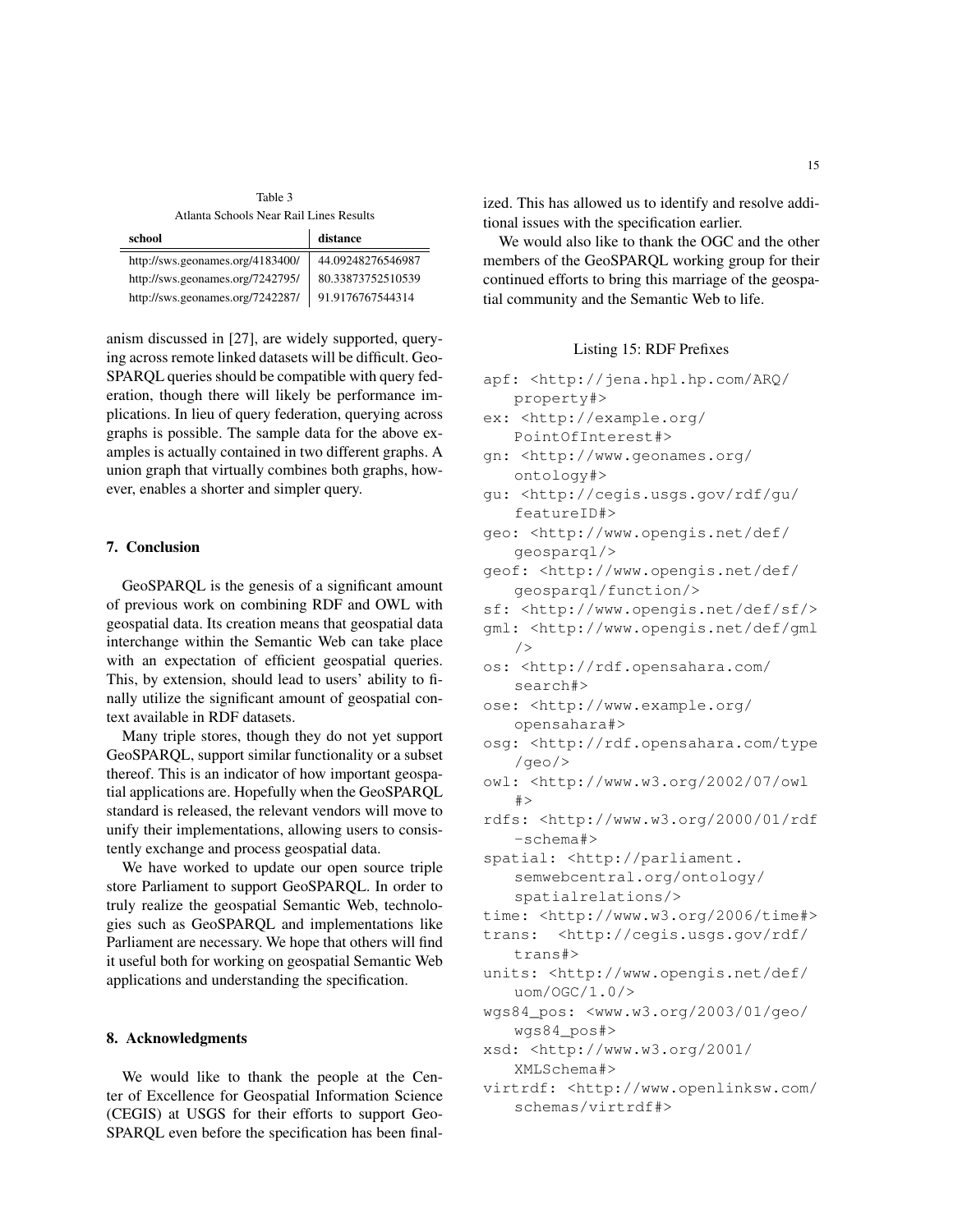Table 3
Atlanta Schools Near Rail Lines Results

| school | distance |
|---|---|
| http://sws.geonames.org/4183400/ | 44.09248276546987 |
| http://sws.geonames.org/7242795/ | 80.33873752510539 |
| http://sws.geonames.org/7242287/ | 91.9176767544314 |

anism discussed in [27], are widely supported, querying across remote linked datasets will be difficult. GeoSPARQL queries should be compatible with query federation, though there will likely be performance implications. In lieu of query federation, querying across graphs is possible. The sample data for the above examples is actually contained in two different graphs. A union graph that virtually combines both graphs, however, enables a shorter and simpler query.

## 7. Conclusion

GeoSPARQL is the genesis of a significant amount of previous work on combining RDF and OWL with geospatial data. Its creation means that geospatial data interchange within the Semantic Web can take place with an expectation of efficient geospatial queries. This, by extension, should lead to users' ability to finally utilize the significant amount of geospatial context available in RDF datasets.

Many triple stores, though they do not yet support GeoSPARQL, support similar functionality or a subset thereof. This is an indicator of how important geospatial applications are. Hopefully when the GeoSPARQL standard is released, the relevant vendors will move to unify their implementations, allowing users to consistently exchange and process geospatial data.

We have worked to update our open source triple store Parliament to support GeoSPARQL. In order to truly realize the geospatial Semantic Web, technologies such as GeoSPARQL and implementations like Parliament are necessary. We hope that others will find it useful both for working on geospatial Semantic Web applications and understanding the specification.

## 8. Acknowledgments

We would like to thank the people at the Center of Excellence for Geospatial Information Science (CEGIS) at USGS for their efforts to support GeoSPARQL even before the specification has been finalized. This has allowed us to identify and resolve additional issues with the specification earlier.

We would also like to thank the OGC and the other members of the GeoSPARQL working group for their continued efforts to bring this marriage of the geospatial community and the Semantic Web to life.

Listing 15: RDF Prefixes

```
apf: <http://jena.hpl.hp.com/ARQ/
    property#>
ex: <http://example.org/
    PointOfInterest#>
gn: <http://www.geonames.org/
    ontology#>
gu: <http://cegis.usgs.gov/rdf/gu/
    featureID#>
geo: <http://www.opengis.net/def/
    geosparql/>
geof: <http://www.opengis.net/def/
    geosparql/function/>
sf: <http://www.opengis.net/def/sf/>
gml: <http://www.opengis.net/def/gml
    />
os: <http://rdf.opensahara.com/
    search#>
ose: <http://www.example.org/
    opensahara#>
osg: <http://rdf.opensahara.com/type
    /geo/>
owl: <http://www.w3.org/2002/07/owl
    #>
rdfs: <http://www.w3.org/2000/01/rdf
    -schema#>
spatial: <http://parliament.
    semwebcentral.org/ontology/
    spatialrelations/>
time: <http://www.w3.org/2006/time#>
trans:  <http://cegis.usgs.gov/rdf/
    trans#>
units: <http://www.opengis.net/def/
    uom/OGC/1.0/>
wgs84_pos: <www.w3.org/2003/01/geo/
    wgs84_pos#>
xsd: <http://www.w3.org/2001/
    XMLSchema#>
virtrdf: <http://www.openlinksw.com/
    schemas/virtrdf#>
```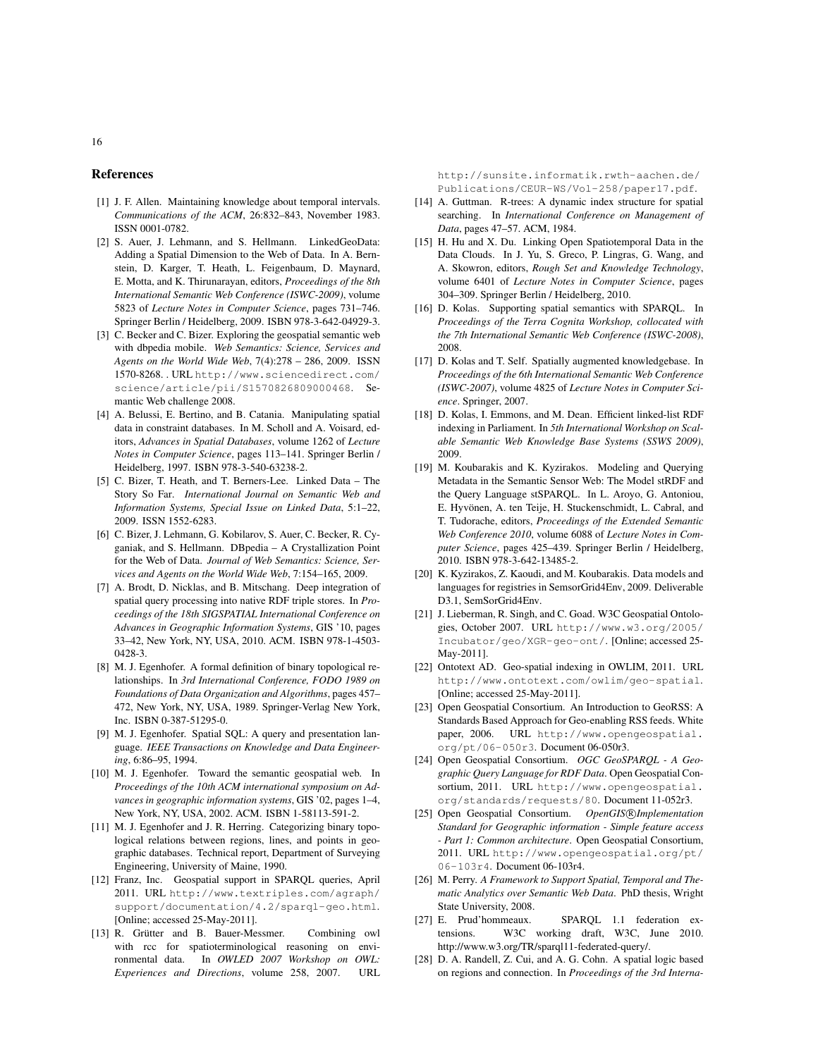## References

[1] J. F. Allen. Maintaining knowledge about temporal intervals. *Communications of the ACM*, 26:832–843, November 1983. ISSN 0001-0782.

[2] S. Auer, J. Lehmann, and S. Hellmann. LinkedGeoData: Adding a Spatial Dimension to the Web of Data. In A. Bernstein, D. Karger, T. Heath, L. Feigenbaum, D. Maynard, E. Motta, and K. Thirunarayan, editors, *Proceedings of the 8th International Semantic Web Conference (ISWC-2009)*, volume 5823 of *Lecture Notes in Computer Science*, pages 731–746. Springer Berlin / Heidelberg, 2009. ISBN 978-3-642-04929-3.

[3] C. Becker and C. Bizer. Exploring the geospatial semantic web with dbpedia mobile. *Web Semantics: Science, Services and Agents on the World Wide Web*, 7(4):278 – 286, 2009. ISSN 1570-8268. . URL http://www.sciencedirect.com/science/article/pii/S1570826809000468. Semantic Web challenge 2008.

[4] A. Belussi, E. Bertino, and B. Catania. Manipulating spatial data in constraint databases. In M. Scholl and A. Voisard, editors, *Advances in Spatial Databases*, volume 1262 of *Lecture Notes in Computer Science*, pages 113–141. Springer Berlin / Heidelberg, 1997. ISBN 978-3-540-63238-2.

[5] C. Bizer, T. Heath, and T. Berners-Lee. Linked Data – The Story So Far. *International Journal on Semantic Web and Information Systems, Special Issue on Linked Data*, 5:1–22, 2009. ISSN 1552-6283.

[6] C. Bizer, J. Lehmann, G. Kobilarov, S. Auer, C. Becker, R. Cyganiak, and S. Hellmann. DBpedia – A Crystallization Point for the Web of Data. *Journal of Web Semantics: Science, Services and Agents on the World Wide Web*, 7:154–165, 2009.

[7] A. Brodt, D. Nicklas, and B. Mitschang. Deep integration of spatial query processing into native RDF triple stores. In *Proceedings of the 18th SIGSPATIAL International Conference on Advances in Geographic Information Systems*, GIS '10, pages 33–42, New York, NY, USA, 2010. ACM. ISBN 978-1-4503-0428-3.

[8] M. J. Egenhofer. A formal definition of binary topological relationships. In *3rd International Conference, FODO 1989 on Foundations of Data Organization and Algorithms*, pages 457–472, New York, NY, USA, 1989. Springer-Verlag New York, Inc. ISBN 0-387-51295-0.

[9] M. J. Egenhofer. Spatial SQL: A query and presentation language. *IEEE Transactions on Knowledge and Data Engineering*, 6:86–95, 1994.

[10] M. J. Egenhofer. Toward the semantic geospatial web. In *Proceedings of the 10th ACM international symposium on Advances in geographic information systems*, GIS '02, pages 1–4, New York, NY, USA, 2002. ACM. ISBN 1-58113-591-2.

[11] M. J. Egenhofer and J. R. Herring. Categorizing binary topological relations between regions, lines, and points in geographic databases. Technical report, Department of Surveying Engineering, University of Maine, 1990.

[12] Franz, Inc. Geospatial support in SPARQL queries, April 2011. URL http://www.textriples.com/agraph/support/documentation/4.2/sparql-geo.html. [Online; accessed 25-May-2011].

[13] R. Grütter and B. Bauer-Messmer. Combining owl with rcc for spatioterminological reasoning on environmental data. In *OWLED 2007 Workshop on OWL: Experiences and Directions*, volume 258, 2007. URL http://sunsite.informatik.rwth-aachen.de/Publications/CEUR-WS/Vol-258/paper17.pdf.

[14] A. Guttman. R-trees: A dynamic index structure for spatial searching. In *International Conference on Management of Data*, pages 47–57. ACM, 1984.

[15] H. Hu and X. Du. Linking Open Spatiotemporal Data in the Data Clouds. In J. Yu, S. Greco, P. Lingras, G. Wang, and A. Skowron, editors, *Rough Set and Knowledge Technology*, volume 6401 of *Lecture Notes in Computer Science*, pages 304–309. Springer Berlin / Heidelberg, 2010.

[16] D. Kolas. Supporting spatial semantics with SPARQL. In *Proceedings of the Terra Cognita Workshop, collocated with the 7th International Semantic Web Conference (ISWC-2008)*, 2008.

[17] D. Kolas and T. Self. Spatially augmented knowledgebase. In *Proceedings of the 6th International Semantic Web Conference (ISWC-2007)*, volume 4825 of *Lecture Notes in Computer Science*. Springer, 2007.

[18] D. Kolas, I. Emmons, and M. Dean. Efficient linked-list RDF indexing in Parliament. In *5th International Workshop on Scalable Semantic Web Knowledge Base Systems (SSWS 2009)*, 2009.

[19] M. Koubarakis and K. Kyzirakos. Modeling and Querying Metadata in the Semantic Sensor Web: The Model stRDF and the Query Language stSPARQL. In L. Aroyo, G. Antoniou, E. Hyvönen, A. ten Teije, H. Stuckenschmidt, L. Cabral, and T. Tudorache, editors, *Proceedings of the Extended Semantic Web Conference 2010*, volume 6088 of *Lecture Notes in Computer Science*, pages 425–439. Springer Berlin / Heidelberg, 2010. ISBN 978-3-642-13485-2.

[20] K. Kyzirakos, Z. Kaoudi, and M. Koubarakis. Data models and languages for registries in SemsorGrid4Env, 2009. Deliverable D3.1, SemSorGrid4Env.

[21] J. Lieberman, R. Singh, and C. Goad. W3C Geospatial Ontologies, October 2007. URL http://www.w3.org/2005/Incubator/geo/XGR-geo-ont/. [Online; accessed 25-May-2011].

[22] Ontotext AD. Geo-spatial indexing in OWLIM, 2011. URL http://www.ontotext.com/owlim/geo-spatial. [Online; accessed 25-May-2011].

[23] Open Geospatial Consortium. An Introduction to GeoRSS: A Standards Based Approach for Geo-enabling RSS feeds. White paper, 2006. URL http://www.opengeospatial.org/pt/06-050r3. Document 06-050r3.

[24] Open Geospatial Consortium. *OGC GeoSPARQL - A Geographic Query Language for RDF Data*. Open Geospatial Consortium, 2011. URL http://www.opengeospatial.org/standards/requests/80. Document 11-052r3.

[25] Open Geospatial Consortium. *OpenGIS®Implementation Standard for Geographic information - Simple feature access - Part 1: Common architecture*. Open Geospatial Consortium, 2011. URL http://www.opengeospatial.org/pt/06-103r4. Document 06-103r4.

[26] M. Perry. *A Framework to Support Spatial, Temporal and Thematic Analytics over Semantic Web Data*. PhD thesis, Wright State University, 2008.

[27] E. Prud'hommeaux. SPARQL 1.1 federation extensions. W3C working draft, W3C, June 2010. http://www.w3.org/TR/sparql11-federated-query/.

[28] D. A. Randell, Z. Cui, and A. G. Cohn. A spatial logic based on regions and connection. In *Proceedings of the 3rd Interna-*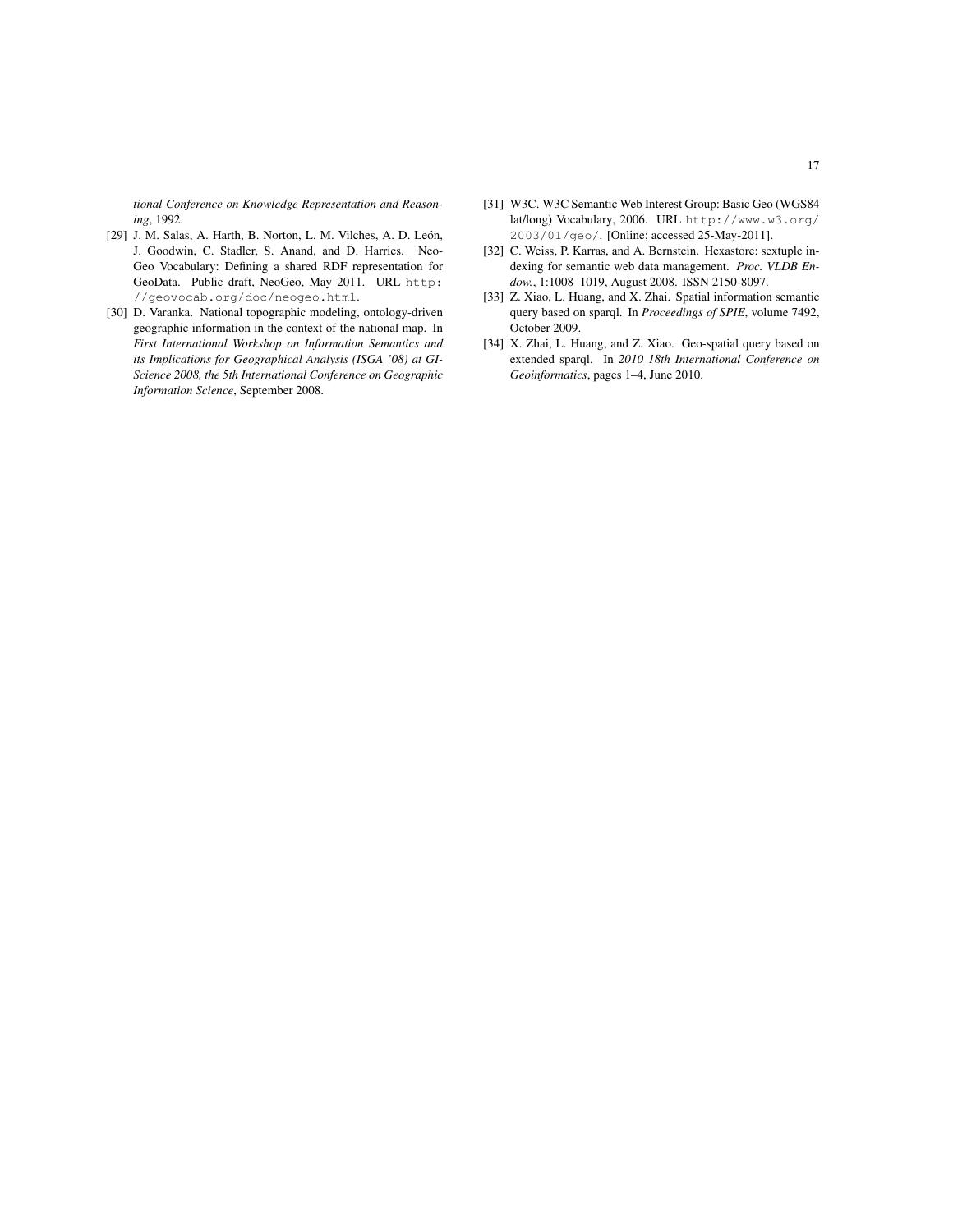*tional Conference on Knowledge Representation and Reasoning*, 1992.

[29] J. M. Salas, A. Harth, B. Norton, L. M. Vilches, A. D. León, J. Goodwin, C. Stadler, S. Anand, and D. Harries. NeoGeo Vocabulary: Defining a shared RDF representation for GeoData. Public draft, NeoGeo, May 2011. URL `http://geovocab.org/doc/neogeo.html`.

[30] D. Varanka. National topographic modeling, ontology-driven geographic information in the context of the national map. In *First International Workshop on Information Semantics and its Implications for Geographical Analysis (ISGA '08) at GIScience 2008, the 5th International Conference on Geographic Information Science*, September 2008.

[31] W3C. W3C Semantic Web Interest Group: Basic Geo (WGS84 lat/long) Vocabulary, 2006. URL `http://www.w3.org/2003/01/geo/`. [Online; accessed 25-May-2011].

[32] C. Weiss, P. Karras, and A. Bernstein. Hexastore: sextuple indexing for semantic web data management. *Proc. VLDB Endow.*, 1:1008–1019, August 2008. ISSN 2150-8097.

[33] Z. Xiao, L. Huang, and X. Zhai. Spatial information semantic query based on sparql. In *Proceedings of SPIE*, volume 7492, October 2009.

[34] X. Zhai, L. Huang, and Z. Xiao. Geo-spatial query based on extended sparql. In *2010 18th International Conference on Geoinformatics*, pages 1–4, June 2010.